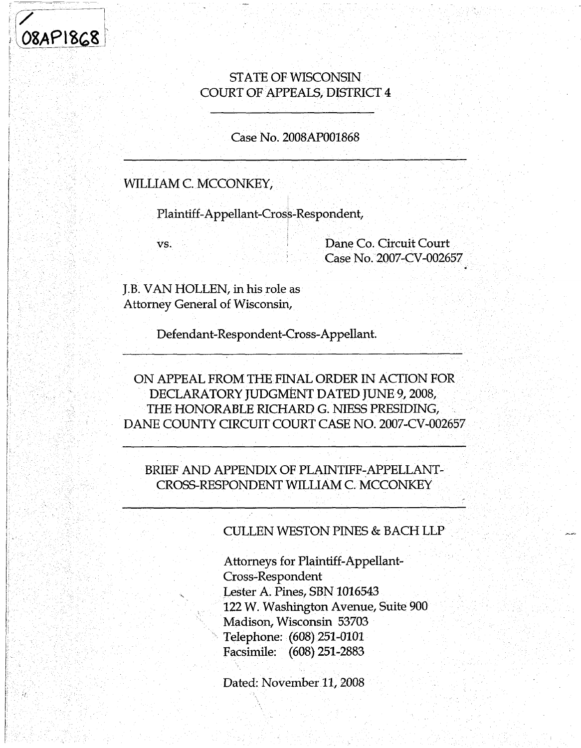/ 08AP1868

STATE OF WISCONSIN
COURT OF APPEALS, DISTRICT 4

---

Case No. 2008AP001868

---

WILLIAM C. MCCONKEY,

Plaintiff-Appellant-Cross-Respondent,

vs.

Dane Co. Circuit Court
Case No. 2007-CV-002657

J.B. VAN HOLLEN, in his role as Attorney General of Wisconsin,

Defendant-Respondent-Cross-Appellant.

---

ON APPEAL FROM THE FINAL ORDER IN ACTION FOR DECLARATORY JUDGMENT DATED JUNE 9, 2008, THE HONORABLE RICHARD G. NIESS PRESIDING, DANE COUNTY CIRCUIT COURT CASE NO. 2007-CV-002657

---

BRIEF AND APPENDIX OF PLAINTIFF-APPELLANT-CROSS-RESPONDENT WILLIAM C. MCCONKEY

---

CULLEN WESTON PINES & BACH LLP

Attorneys for Plaintiff-Appellant-Cross-Respondent
Lester A. Pines, SBN 1016543
122 W. Washington Avenue, Suite 900
Madison, Wisconsin 53703
Telephone: (608) 251-0101
Facsimile: (608) 251-2883

Dated: November 11, 2008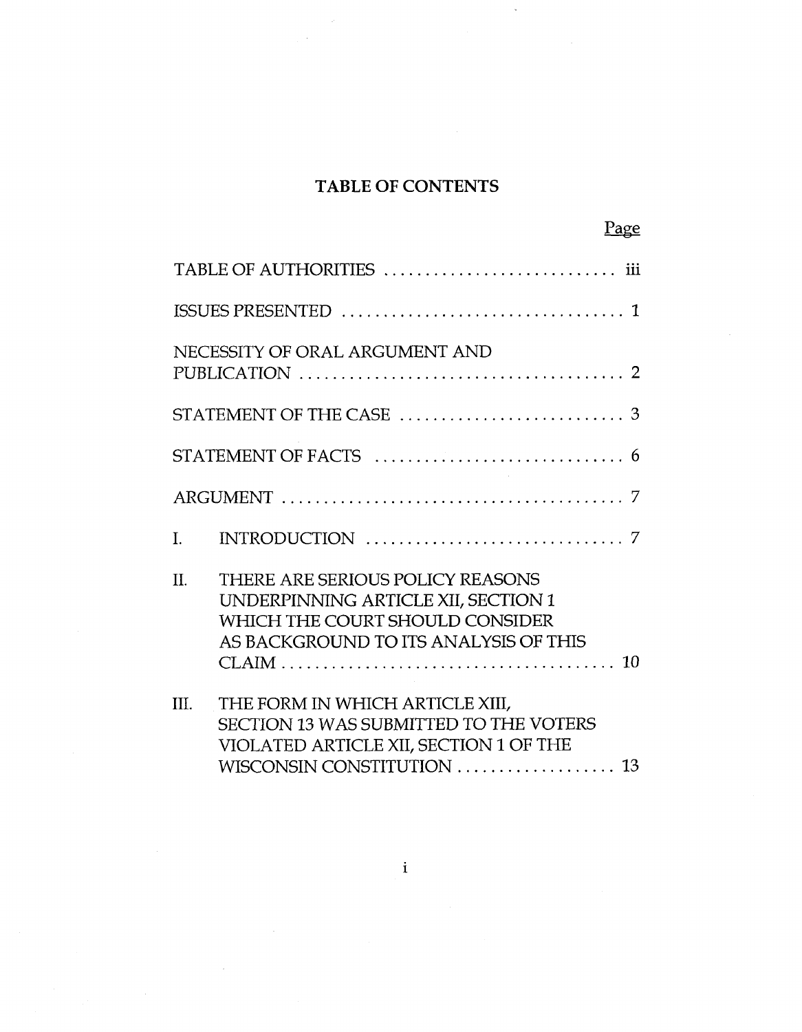## TABLE OF CONTENTS

| | Page |
|---|---|
| TABLE OF AUTHORITIES | iii |
| ISSUES PRESENTED | 1 |
| NECESSITY OF ORAL ARGUMENT AND PUBLICATION | 2 |
| STATEMENT OF THE CASE | 3 |
| STATEMENT OF FACTS | 6 |
| ARGUMENT | 7 |
| I. INTRODUCTION | 7 |
| II. THERE ARE SERIOUS POLICY REASONS UNDERPINNING ARTICLE XII, SECTION 1 WHICH THE COURT SHOULD CONSIDER AS BACKGROUND TO ITS ANALYSIS OF THIS CLAIM | 10 |
| III. THE FORM IN WHICH ARTICLE XIII, SECTION 13 WAS SUBMITTED TO THE VOTERS VIOLATED ARTICLE XII, SECTION 1 OF THE WISCONSIN CONSTITUTION | 13 |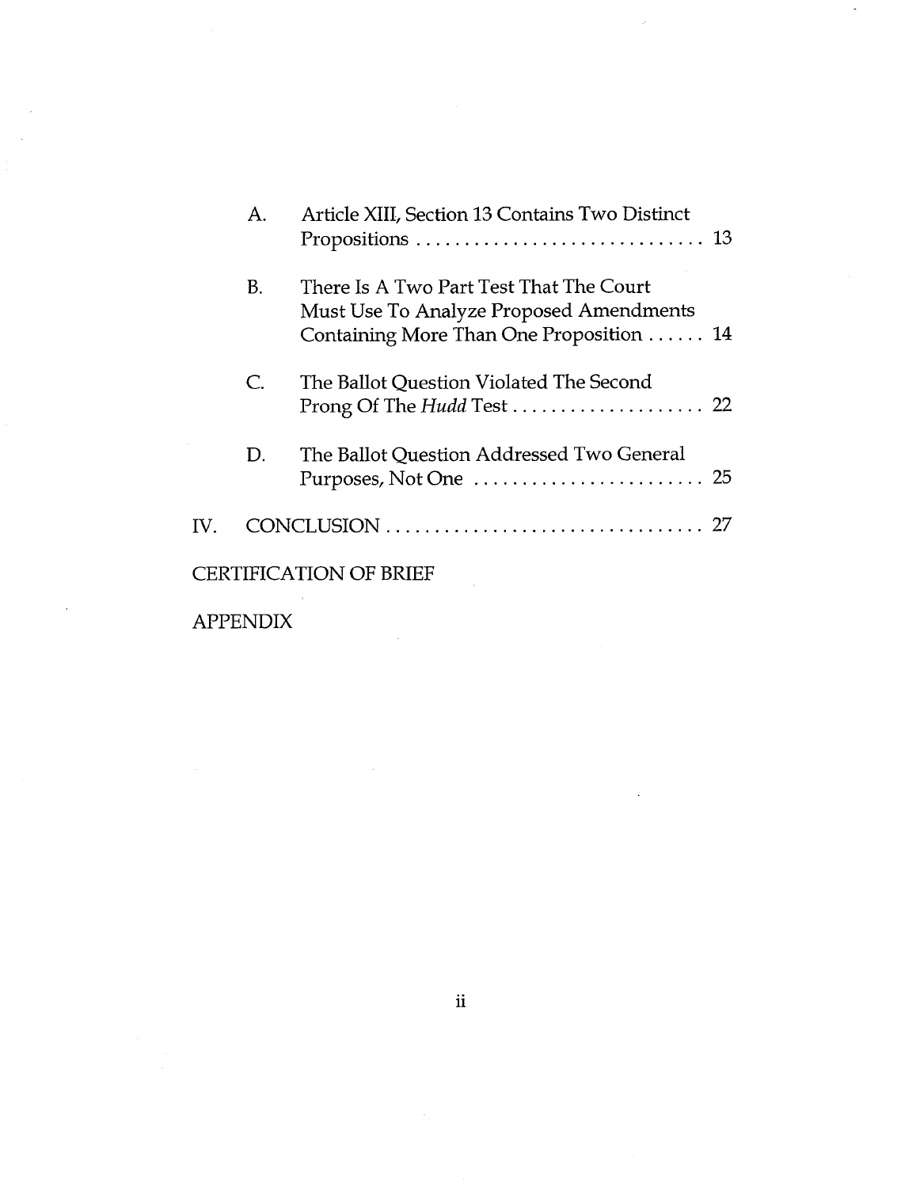A. Article XIII, Section 13 Contains Two Distinct Propositions . . . . . . . . . . . . . . . . . . . . . . . . . . . . . . 13

B. There Is A Two Part Test That The Court Must Use To Analyze Proposed Amendments Containing More Than One Proposition . . . . . . 14

C. The Ballot Question Violated The Second Prong Of The *Hudd* Test . . . . . . . . . . . . . . . . . . . . 22

D. The Ballot Question Addressed Two General Purposes, Not One . . . . . . . . . . . . . . . . . . . . . . . . 25

IV. CONCLUSION . . . . . . . . . . . . . . . . . . . . . . . . . . . . . . . . . 27

CERTIFICATION OF BRIEF

APPENDIX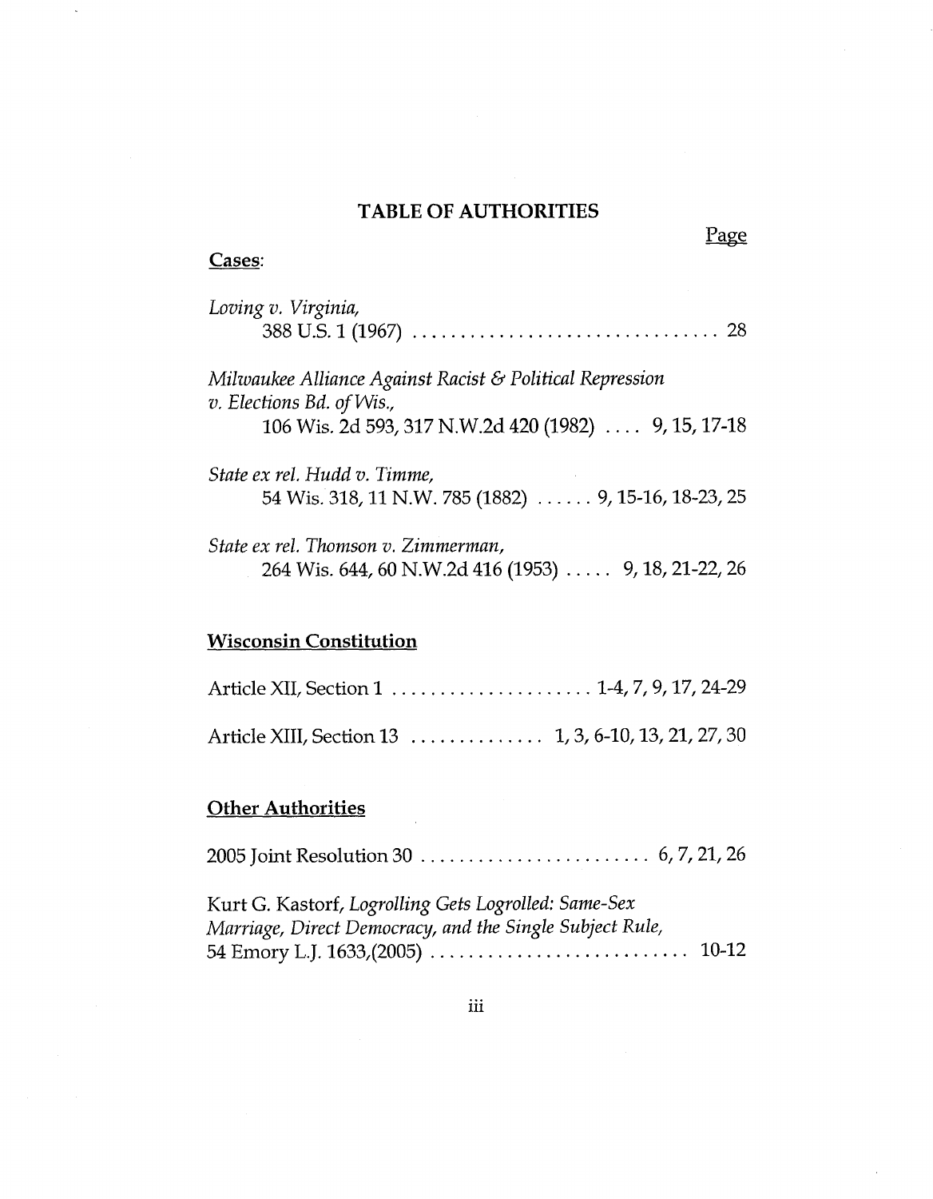# TABLE OF AUTHORITIES

Page

**Cases**:

*Loving v. Virginia*,
388 U.S. 1 (1967) ................................ 28

*Milwaukee Alliance Against Racist & Political Repression v. Elections Bd. of Wis.*,
106 Wis. 2d 593, 317 N.W.2d 420 (1982) .... 9, 15, 17-18

*State ex rel. Hudd v. Timme*,
54 Wis. 318, 11 N.W. 785 (1882) ...... 9, 15-16, 18-23, 25

*State ex rel. Thomson v. Zimmerman*,
264 Wis. 644, 60 N.W.2d 416 (1953) ..... 9, 18, 21-22, 26

**Wisconsin Constitution**

Article XII, Section 1 ..................... 1-4, 7, 9, 17, 24-29

Article XIII, Section 13 ............. 1, 3, 6-10, 13, 21, 27, 30

**Other Authorities**

2005 Joint Resolution 30 ........................ 6, 7, 21, 26

Kurt G. Kastorf, *Logrolling Gets Logrolled: Same-Sex Marriage, Direct Democracy, and the Single Subject Rule*,
54 Emory L.J. 1633,(2005) ........................... 10-12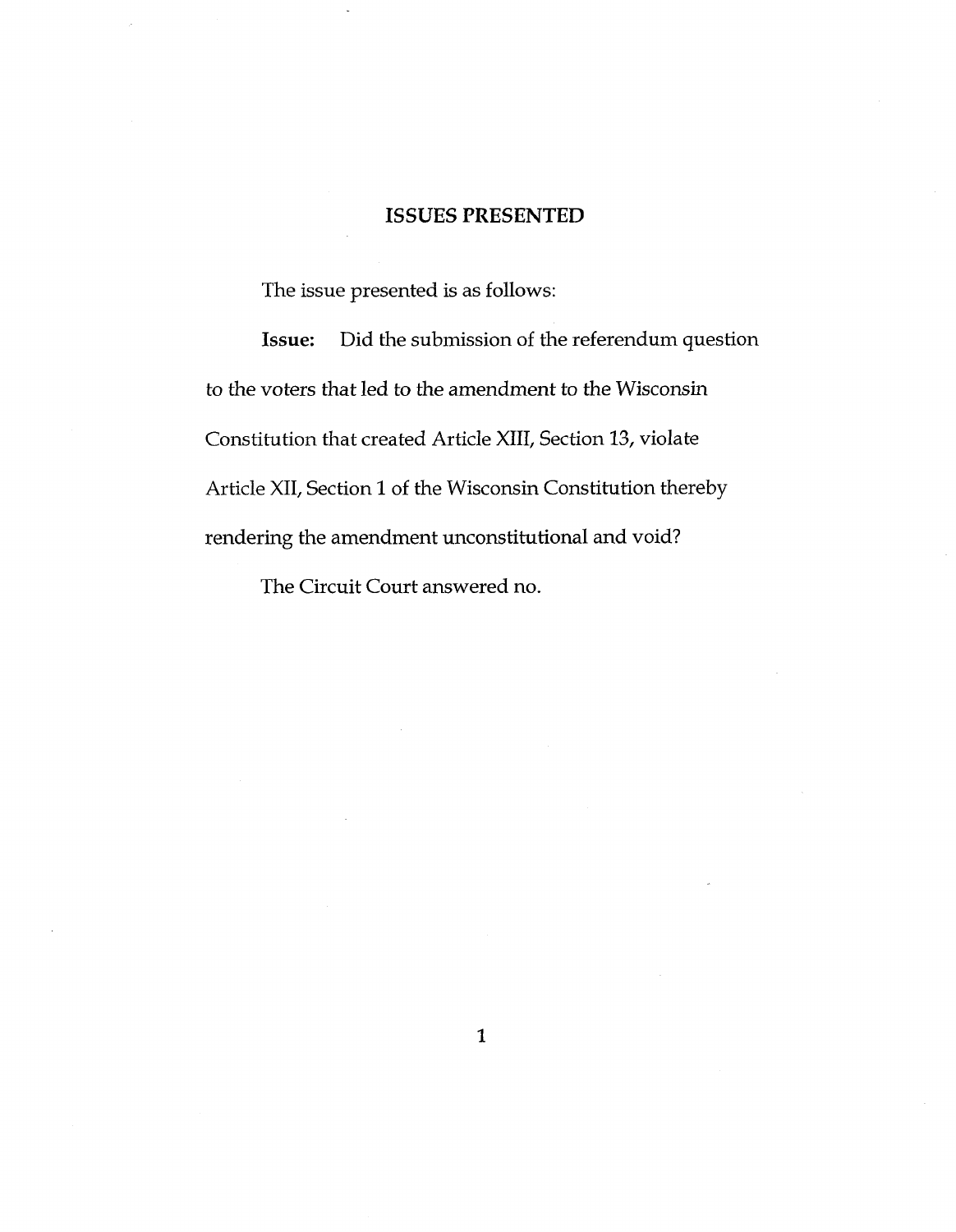## ISSUES PRESENTED

The issue presented is as follows:

**Issue:** Did the submission of the referendum question to the voters that led to the amendment to the Wisconsin Constitution that created Article XIII, Section 13, violate Article XII, Section 1 of the Wisconsin Constitution thereby rendering the amendment unconstitutional and void?

The Circuit Court answered no.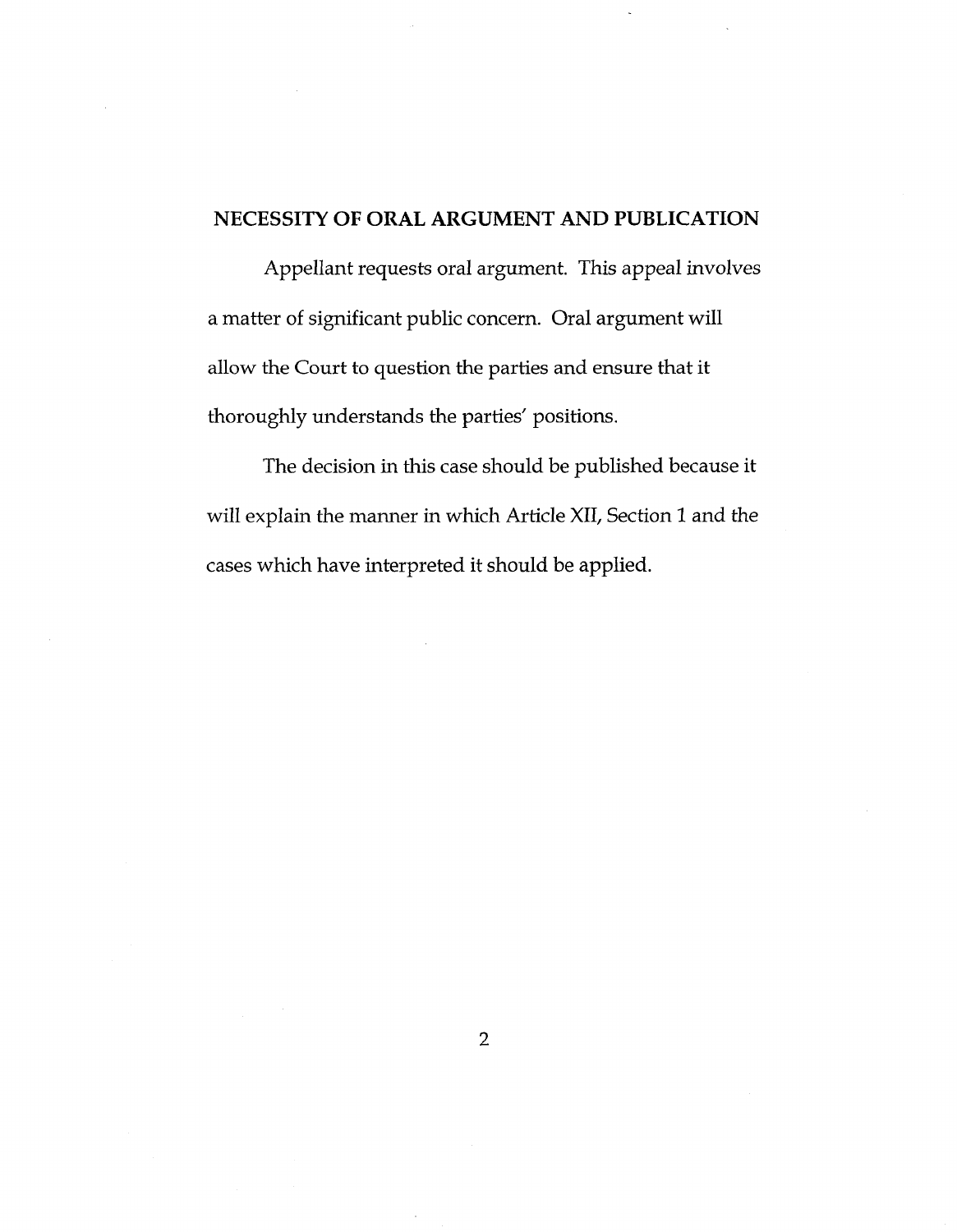## NECESSITY OF ORAL ARGUMENT AND PUBLICATION

Appellant requests oral argument. This appeal involves a matter of significant public concern. Oral argument will allow the Court to question the parties and ensure that it thoroughly understands the parties' positions.

The decision in this case should be published because it will explain the manner in which Article XII, Section 1 and the cases which have interpreted it should be applied.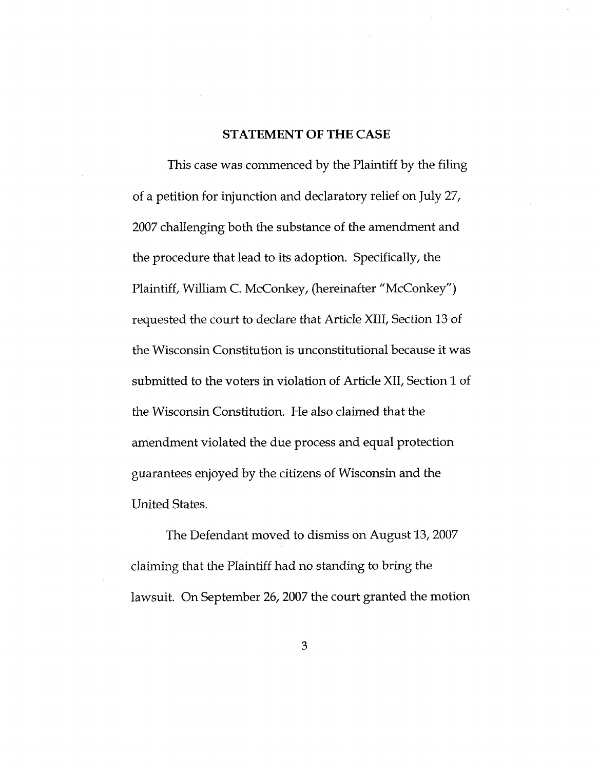## STATEMENT OF THE CASE

This case was commenced by the Plaintiff by the filing of a petition for injunction and declaratory relief on July 27, 2007 challenging both the substance of the amendment and the procedure that lead to its adoption. Specifically, the Plaintiff, William C. McConkey, (hereinafter "McConkey") requested the court to declare that Article XIII, Section 13 of the Wisconsin Constitution is unconstitutional because it was submitted to the voters in violation of Article XII, Section 1 of the Wisconsin Constitution. He also claimed that the amendment violated the due process and equal protection guarantees enjoyed by the citizens of Wisconsin and the United States.

The Defendant moved to dismiss on August 13, 2007 claiming that the Plaintiff had no standing to bring the lawsuit. On September 26, 2007 the court granted the motion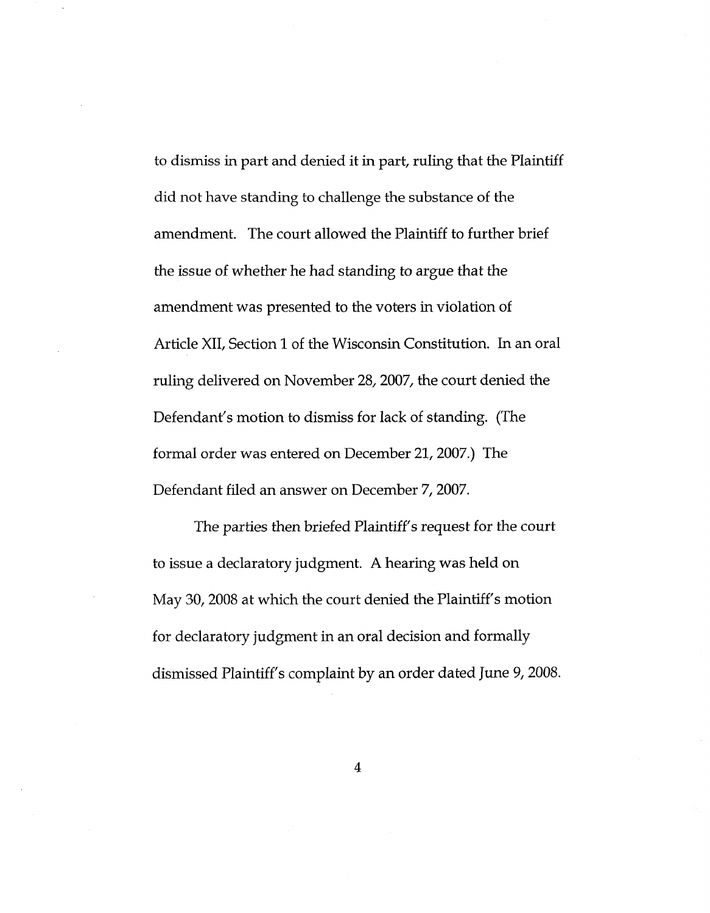to dismiss in part and denied it in part, ruling that the Plaintiff did not have standing to challenge the substance of the amendment. The court allowed the Plaintiff to further brief the issue of whether he had standing to argue that the amendment was presented to the voters in violation of Article XII, Section 1 of the Wisconsin Constitution. In an oral ruling delivered on November 28, 2007, the court denied the Defendant's motion to dismiss for lack of standing. (The formal order was entered on December 21, 2007.) The Defendant filed an answer on December 7, 2007.

The parties then briefed Plaintiff's request for the court to issue a declaratory judgment. A hearing was held on May 30, 2008 at which the court denied the Plaintiff's motion for declaratory judgment in an oral decision and formally dismissed Plaintiff's complaint by an order dated June 9, 2008.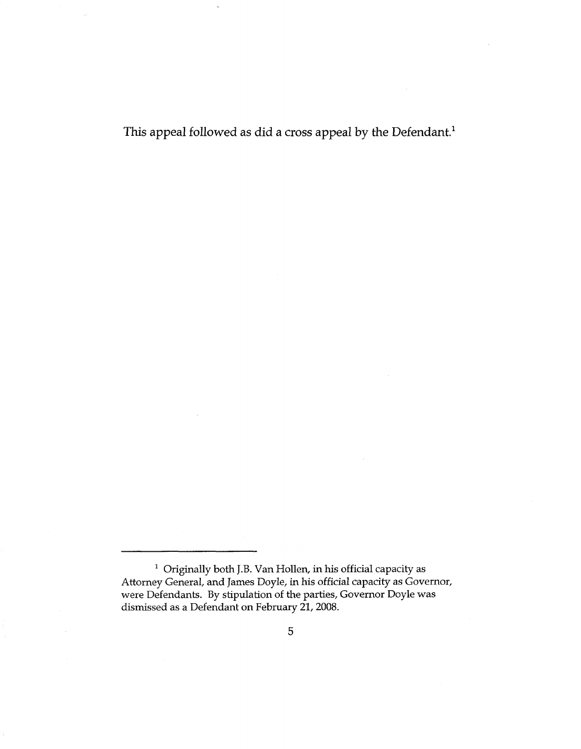This appeal followed as did a cross appeal by the Defendant.[1]

[1] Originally both J.B. Van Hollen, in his official capacity as Attorney General, and James Doyle, in his official capacity as Governor, were Defendants. By stipulation of the parties, Governor Doyle was dismissed as a Defendant on February 21, 2008.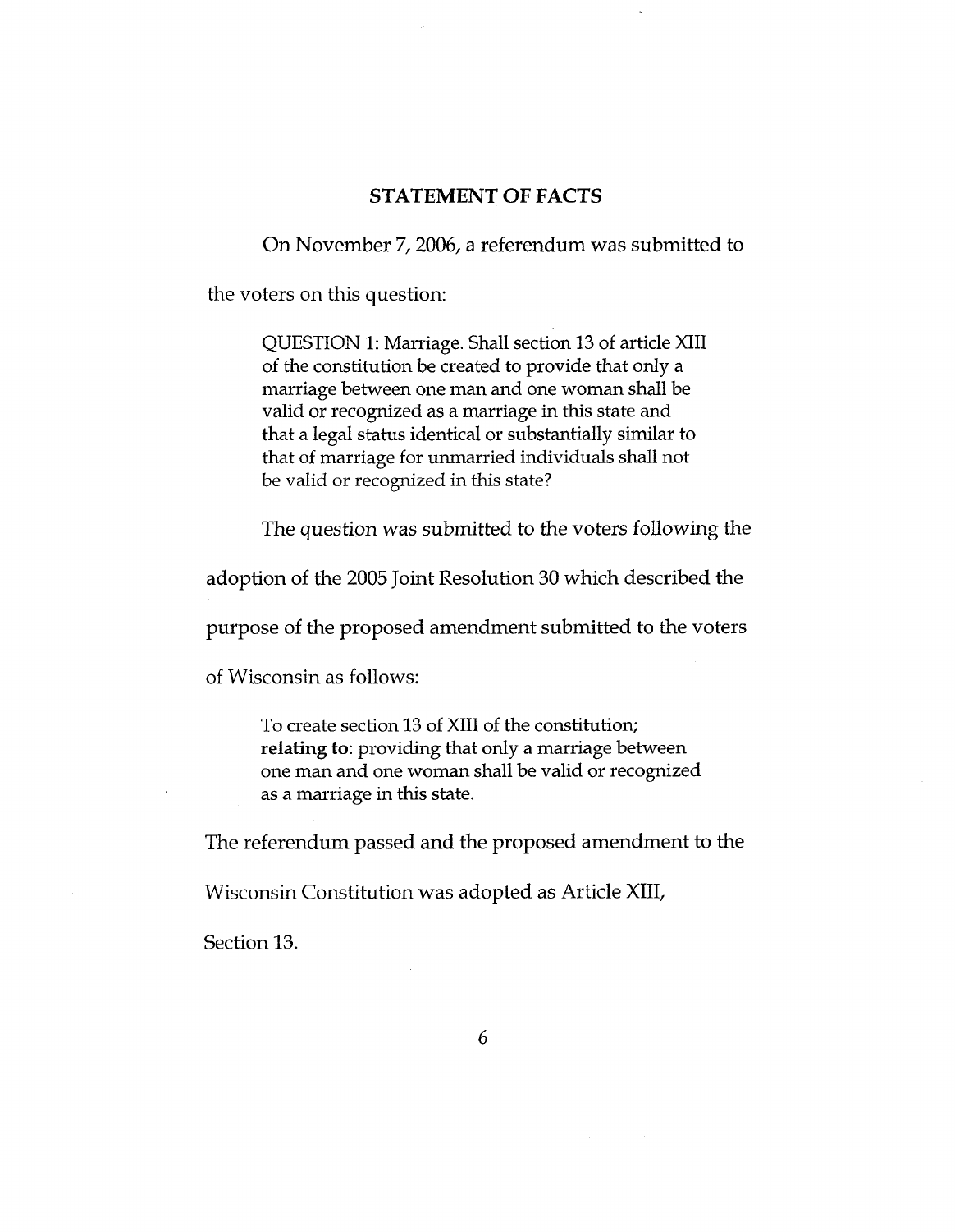## STATEMENT OF FACTS

On November 7, 2006, a referendum was submitted to the voters on this question:

> QUESTION 1: Marriage. Shall section 13 of article XIII of the constitution be created to provide that only a marriage between one man and one woman shall be valid or recognized as a marriage in this state and that a legal status identical or substantially similar to that of marriage for unmarried individuals shall not be valid or recognized in this state?

The question was submitted to the voters following the adoption of the 2005 Joint Resolution 30 which described the purpose of the proposed amendment submitted to the voters of Wisconsin as follows:

> To create section 13 of XIII of the constitution; **relating to**: providing that only a marriage between one man and one woman shall be valid or recognized as a marriage in this state.

The referendum passed and the proposed amendment to the Wisconsin Constitution was adopted as Article XIII, Section 13.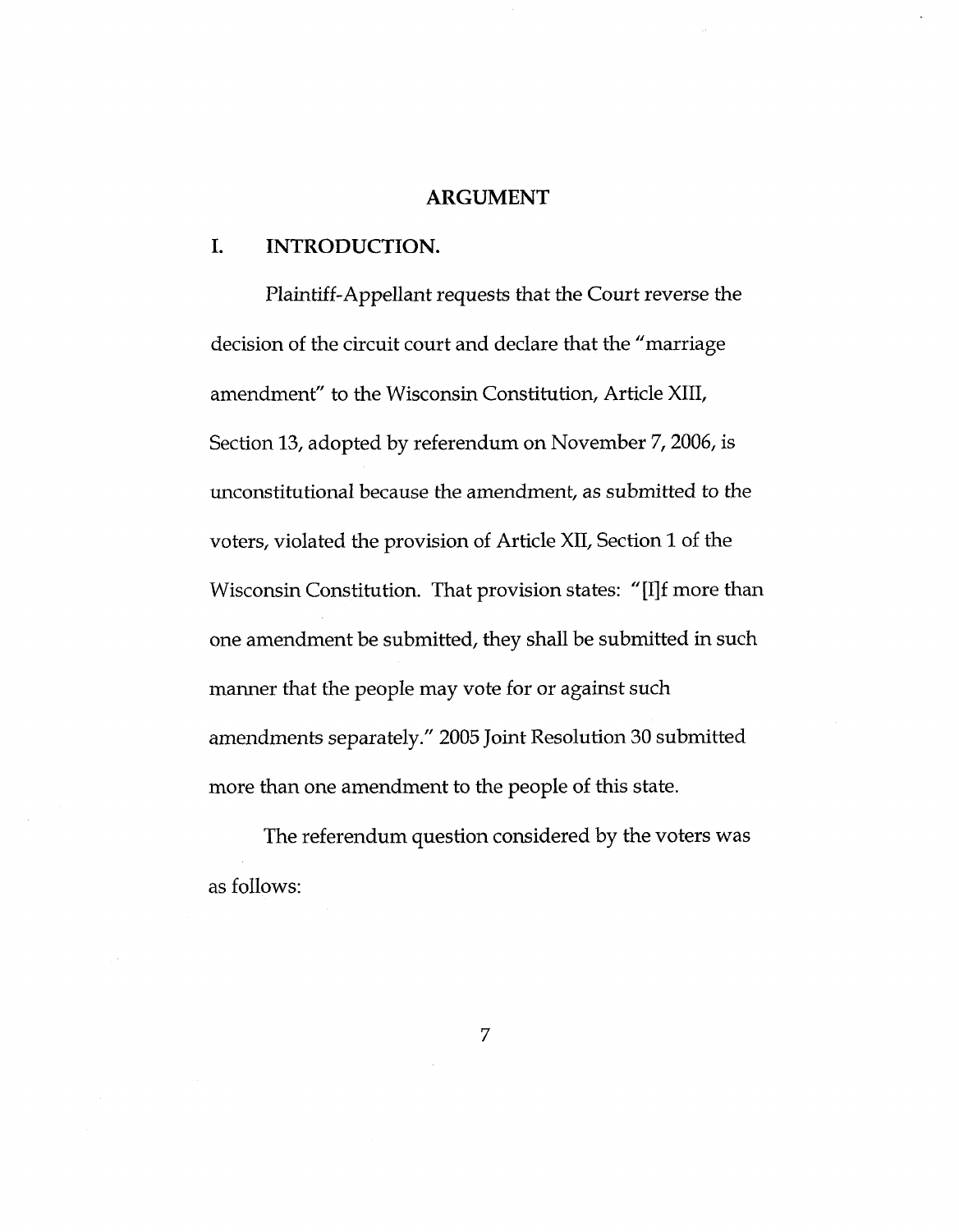## ARGUMENT

### I. INTRODUCTION.

Plaintiff-Appellant requests that the Court reverse the decision of the circuit court and declare that the "marriage amendment" to the Wisconsin Constitution, Article XIII, Section 13, adopted by referendum on November 7, 2006, is unconstitutional because the amendment, as submitted to the voters, violated the provision of Article XII, Section 1 of the Wisconsin Constitution. That provision states: "[I]f more than one amendment be submitted, they shall be submitted in such manner that the people may vote for or against such amendments separately." 2005 Joint Resolution 30 submitted more than one amendment to the people of this state.

The referendum question considered by the voters was as follows: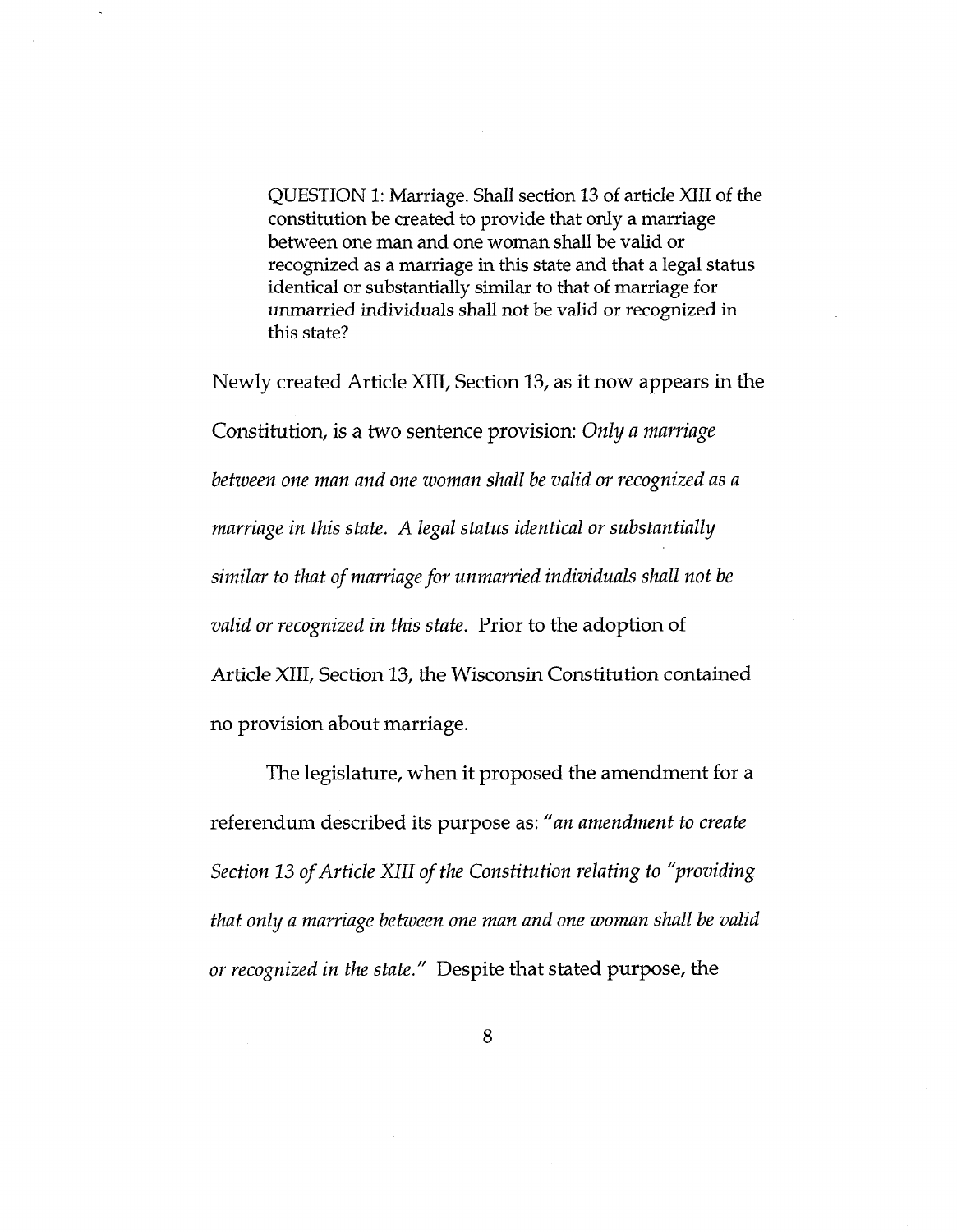> QUESTION 1: Marriage. Shall section 13 of article XIII of the constitution be created to provide that only a marriage between one man and one woman shall be valid or recognized as a marriage in this state and that a legal status identical or substantially similar to that of marriage for unmarried individuals shall not be valid or recognized in this state?

Newly created Article XIII, Section 13, as it now appears in the Constitution, is a two sentence provision: *Only a marriage between one man and one woman shall be valid or recognized as a marriage in this state. A legal status identical or substantially similar to that of marriage for unmarried individuals shall not be valid or recognized in this state.* Prior to the adoption of Article XIII, Section 13, the Wisconsin Constitution contained no provision about marriage.

The legislature, when it proposed the amendment for a referendum described its purpose as: *"an amendment to create Section 13 of Article XIII of the Constitution relating to "providing that only a marriage between one man and one woman shall be valid or recognized in the state."* Despite that stated purpose, the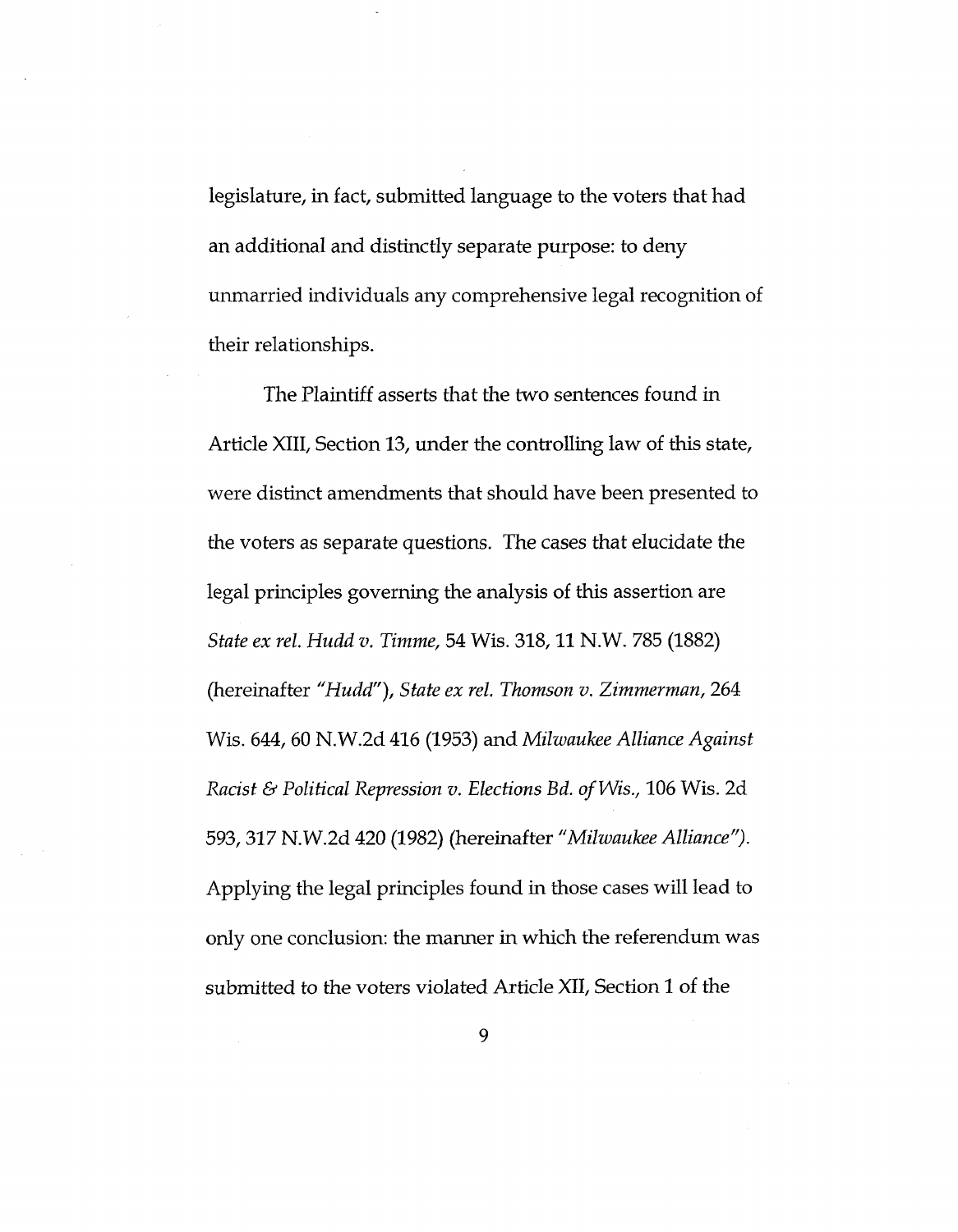legislature, in fact, submitted language to the voters that had an additional and distinctly separate purpose: to deny unmarried individuals any comprehensive legal recognition of their relationships.

The Plaintiff asserts that the two sentences found in Article XIII, Section 13, under the controlling law of this state, were distinct amendments that should have been presented to the voters as separate questions. The cases that elucidate the legal principles governing the analysis of this assertion are *State ex rel. Hudd v. Timme,* 54 Wis. 318, 11 N.W. 785 (1882) (hereinafter *"Hudd"*), *State ex rel. Thomson v. Zimmerman,* 264 Wis. 644, 60 N.W.2d 416 (1953) and *Milwaukee Alliance Against Racist & Political Repression v. Elections Bd. of Wis.,* 106 Wis. 2d 593, 317 N.W.2d 420 (1982) (hereinafter *"Milwaukee Alliance"*). Applying the legal principles found in those cases will lead to only one conclusion: the manner in which the referendum was submitted to the voters violated Article XII, Section 1 of the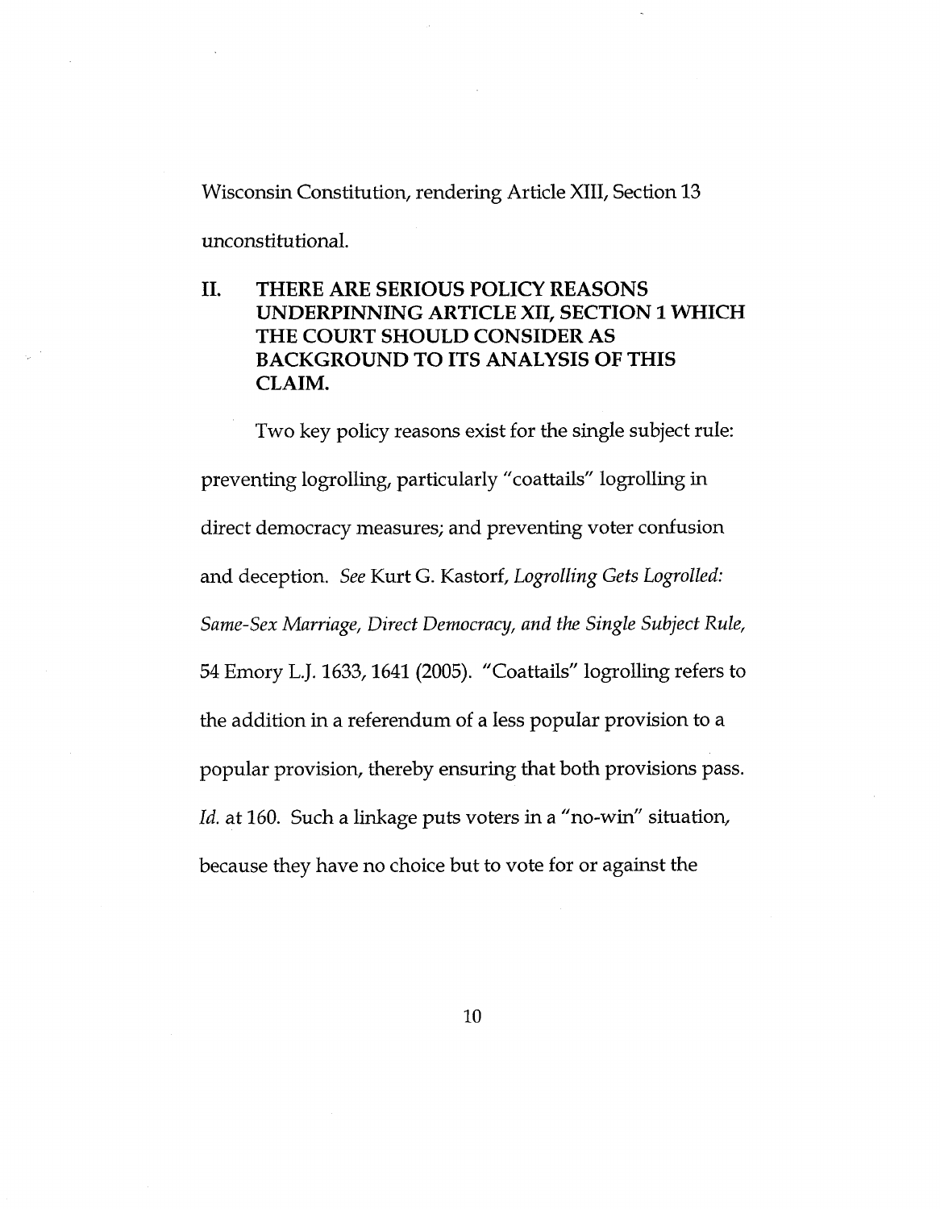Wisconsin Constitution, rendering Article XIII, Section 13 unconstitutional.

## II. THERE ARE SERIOUS POLICY REASONS UNDERPINNING ARTICLE XII, SECTION 1 WHICH THE COURT SHOULD CONSIDER AS BACKGROUND TO ITS ANALYSIS OF THIS CLAIM.

Two key policy reasons exist for the single subject rule: preventing logrolling, particularly "coattails" logrolling in direct democracy measures; and preventing voter confusion and deception. *See* Kurt G. Kastorf, *Logrolling Gets Logrolled: Same-Sex Marriage, Direct Democracy, and the Single Subject Rule,* 54 Emory L.J. 1633, 1641 (2005). "Coattails" logrolling refers to the addition in a referendum of a less popular provision to a popular provision, thereby ensuring that both provisions pass. *Id.* at 160. Such a linkage puts voters in a "no-win" situation, because they have no choice but to vote for or against the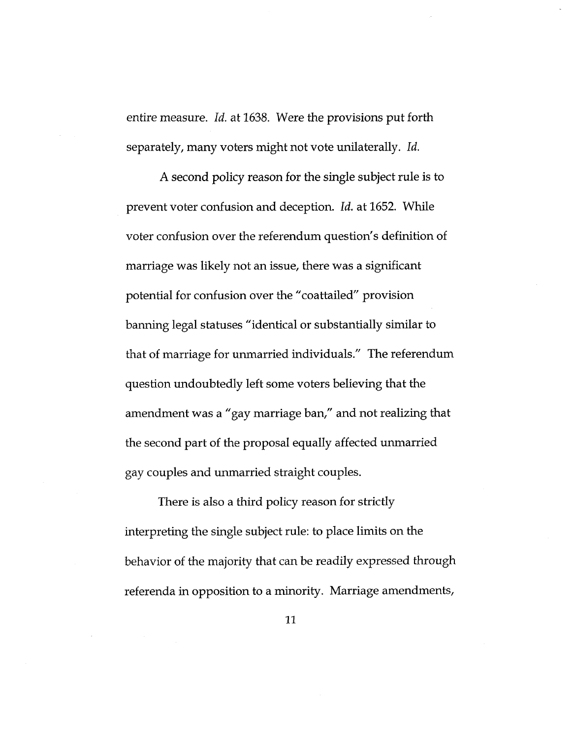entire measure. *Id.* at 1638. Were the provisions put forth separately, many voters might not vote unilaterally. *Id.*

A second policy reason for the single subject rule is to prevent voter confusion and deception. *Id.* at 1652. While voter confusion over the referendum question's definition of marriage was likely not an issue, there was a significant potential for confusion over the "coattailed" provision banning legal statuses "identical or substantially similar to that of marriage for unmarried individuals." The referendum question undoubtedly left some voters believing that the amendment was a "gay marriage ban," and not realizing that the second part of the proposal equally affected unmarried gay couples and unmarried straight couples.

There is also a third policy reason for strictly interpreting the single subject rule: to place limits on the behavior of the majority that can be readily expressed through referenda in opposition to a minority. Marriage amendments,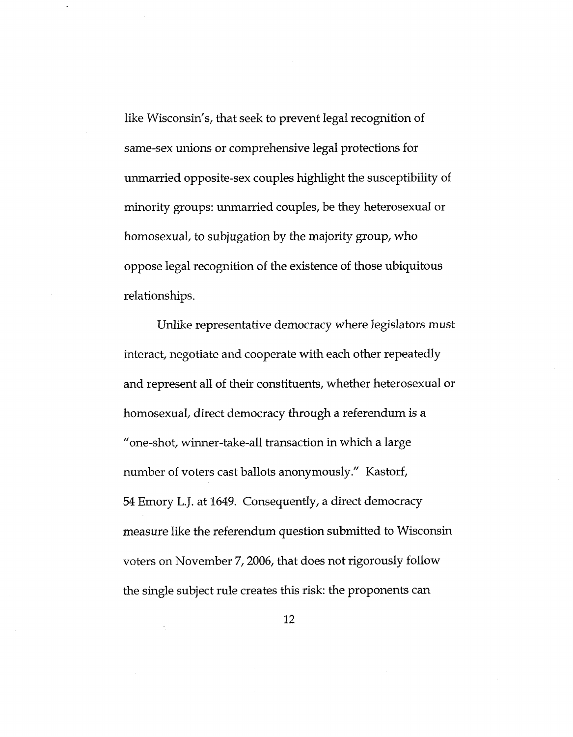like Wisconsin's, that seek to prevent legal recognition of same-sex unions or comprehensive legal protections for unmarried opposite-sex couples highlight the susceptibility of minority groups: unmarried couples, be they heterosexual or homosexual, to subjugation by the majority group, who oppose legal recognition of the existence of those ubiquitous relationships.

Unlike representative democracy where legislators must interact, negotiate and cooperate with each other repeatedly and represent all of their constituents, whether heterosexual or homosexual, direct democracy through a referendum is a "one-shot, winner-take-all transaction in which a large number of voters cast ballots anonymously." Kastorf, 54 Emory L.J. at 1649. Consequently, a direct democracy measure like the referendum question submitted to Wisconsin voters on November 7, 2006, that does not rigorously follow the single subject rule creates this risk: the proponents can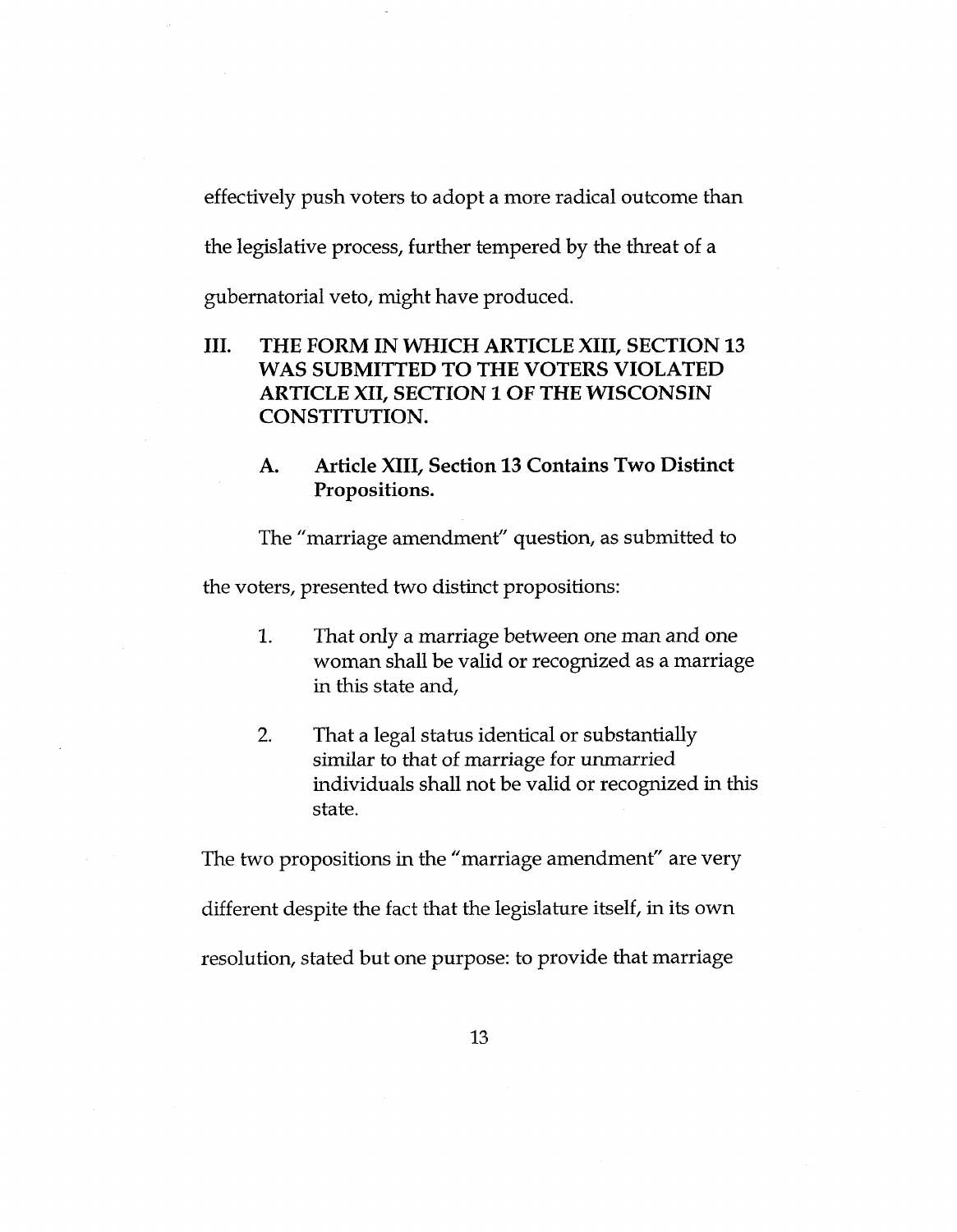effectively push voters to adopt a more radical outcome than the legislative process, further tempered by the threat of a gubernatorial veto, might have produced.

## III. THE FORM IN WHICH ARTICLE XIII, SECTION 13 WAS SUBMITTED TO THE VOTERS VIOLATED ARTICLE XII, SECTION 1 OF THE WISCONSIN CONSTITUTION.

### A. Article XIII, Section 13 Contains Two Distinct Propositions.

The "marriage amendment" question, as submitted to the voters, presented two distinct propositions:

1. That only a marriage between one man and one woman shall be valid or recognized as a marriage in this state and,

2. That a legal status identical or substantially similar to that of marriage for unmarried individuals shall not be valid or recognized in this state.

The two propositions in the "marriage amendment" are very different despite the fact that the legislature itself, in its own resolution, stated but one purpose: to provide that marriage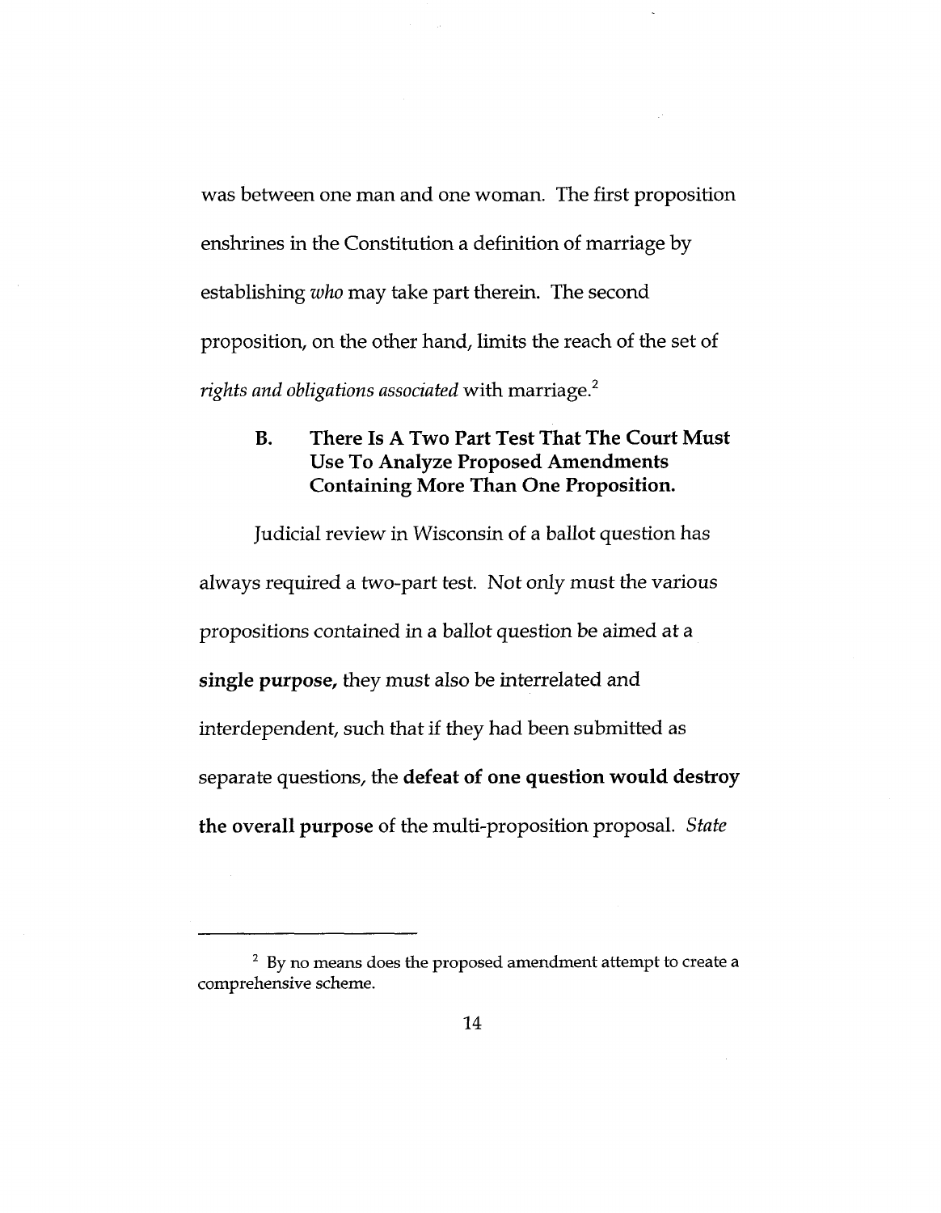was between one man and one woman. The first proposition enshrines in the Constitution a definition of marriage by establishing *who* may take part therein. The second proposition, on the other hand, limits the reach of the set of *rights and obligations associated* with marriage.[2]

### B. There Is A Two Part Test That The Court Must Use To Analyze Proposed Amendments Containing More Than One Proposition.

Judicial review in Wisconsin of a ballot question has always required a two-part test. Not only must the various propositions contained in a ballot question be aimed at a **single purpose,** they must also be interrelated and interdependent, such that if they had been submitted as separate questions, the **defeat of one question would destroy the overall purpose** of the multi-proposition proposal. *State*

---

[2] By no means does the proposed amendment attempt to create a comprehensive scheme.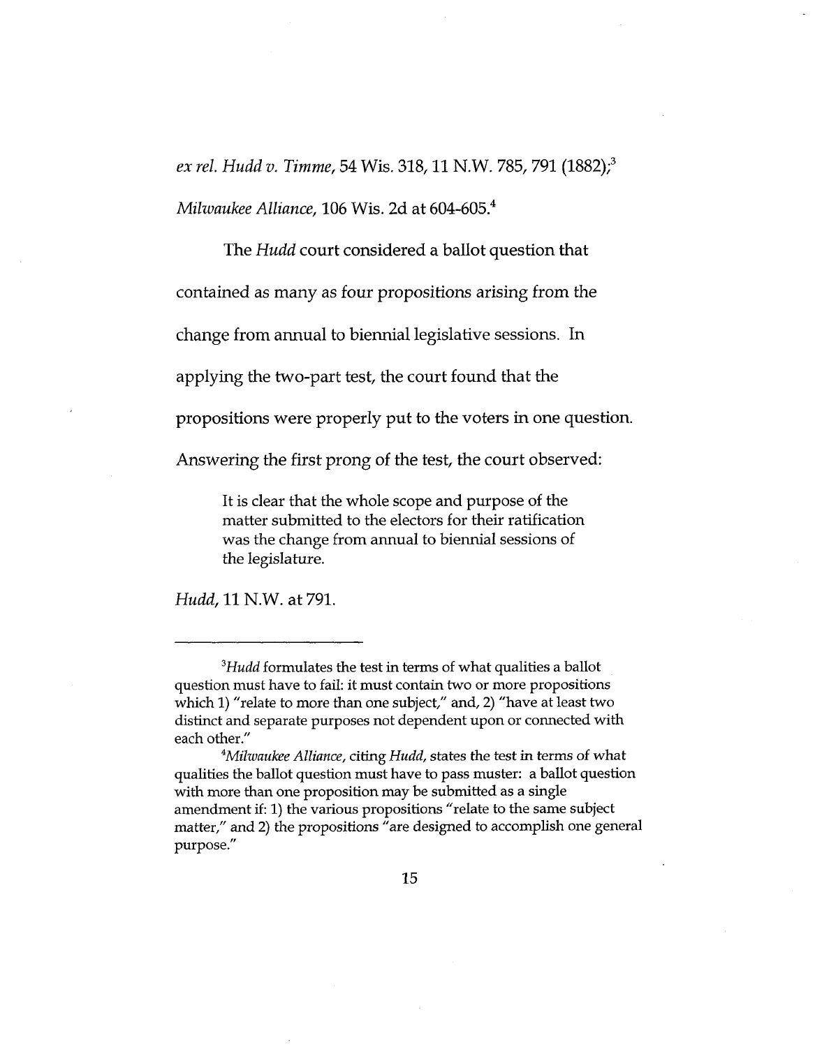*ex rel. Hudd v. Timme*, 54 Wis. 318, 11 N.W. 785, 791 (1882);[3] *Milwaukee Alliance*, 106 Wis. 2d at 604-605.[4]

The *Hudd* court considered a ballot question that contained as many as four propositions arising from the change from annual to biennial legislative sessions. In applying the two-part test, the court found that the propositions were properly put to the voters in one question. Answering the first prong of the test, the court observed:

> It is clear that the whole scope and purpose of the matter submitted to the electors for their ratification was the change from annual to biennial sessions of the legislature.

*Hudd*, 11 N.W. at 791.

---

[3]*Hudd* formulates the test in terms of what qualities a ballot question must have to fail: it must contain two or more propositions which 1) "relate to more than one subject," and, 2) "have at least two distinct and separate purposes not dependent upon or connected with each other."

[4]*Milwaukee Alliance*, citing *Hudd*, states the test in terms of what qualities the ballot question must have to pass muster: a ballot question with more than one proposition may be submitted as a single amendment if: 1) the various propositions "relate to the same subject matter," and 2) the propositions "are designed to accomplish one general purpose."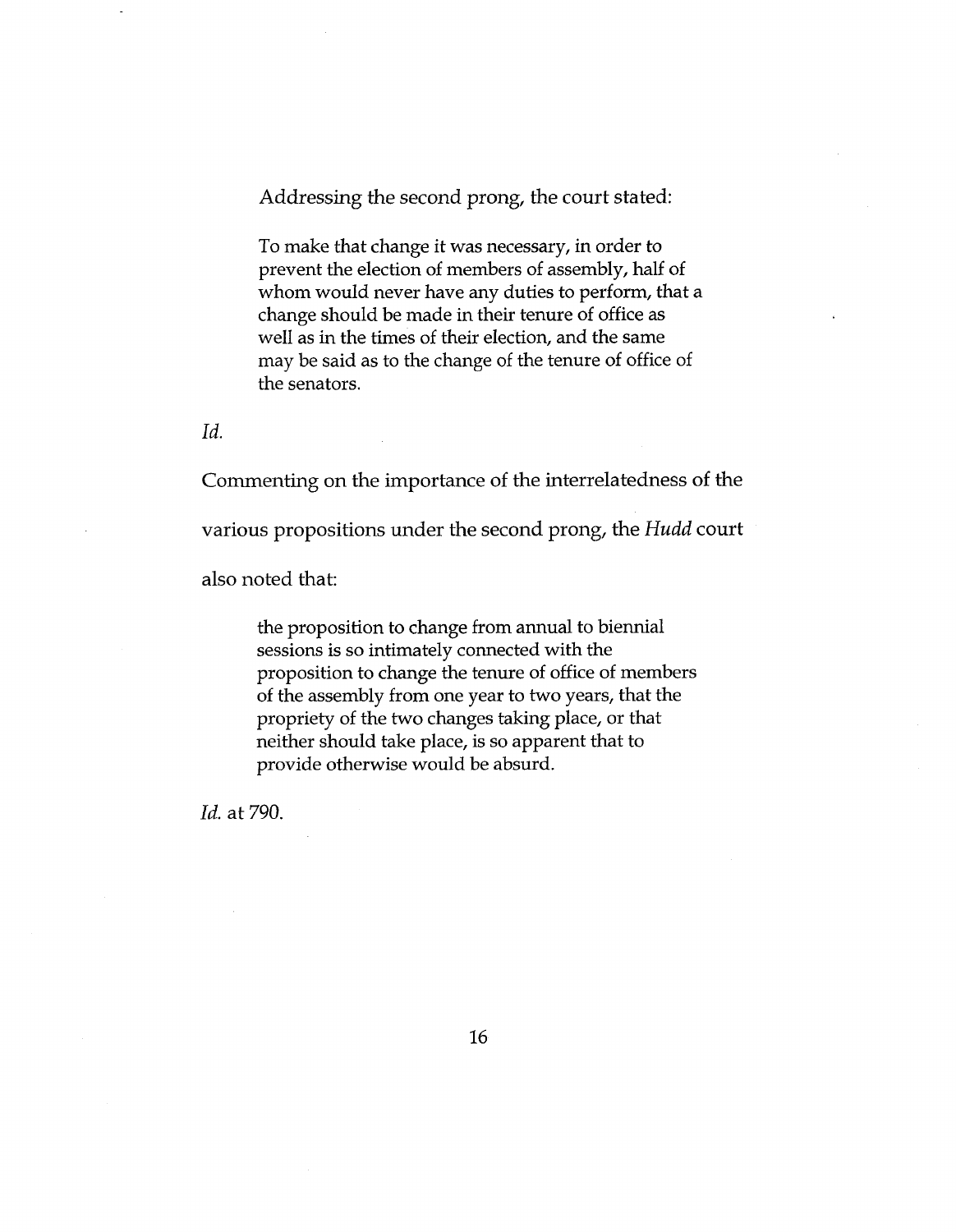Addressing the second prong, the court stated:

> To make that change it was necessary, in order to prevent the election of members of assembly, half of whom would never have any duties to perform, that a change should be made in their tenure of office as well as in the times of their election, and the same may be said as to the change of the tenure of office of the senators.

*Id.*

Commenting on the importance of the interrelatedness of the various propositions under the second prong, the *Hudd* court also noted that:

> the proposition to change from annual to biennial sessions is so intimately connected with the proposition to change the tenure of office of members of the assembly from one year to two years, that the propriety of the two changes taking place, or that neither should take place, is so apparent that to provide otherwise would be absurd.

*Id.* at 790.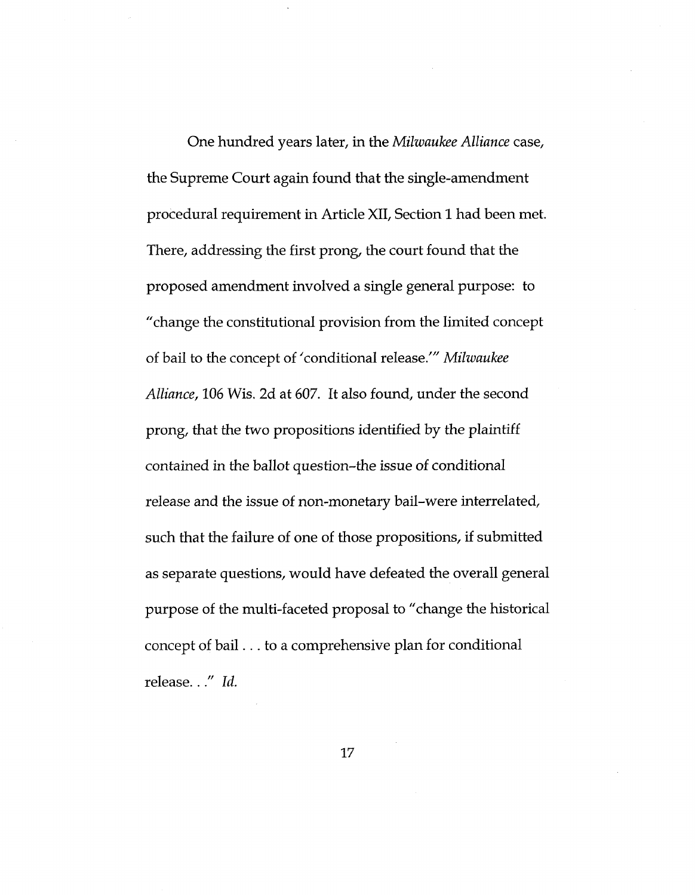One hundred years later, in the *Milwaukee Alliance* case, the Supreme Court again found that the single-amendment procedural requirement in Article XII, Section 1 had been met. There, addressing the first prong, the court found that the proposed amendment involved a single general purpose: to "change the constitutional provision from the limited concept of bail to the concept of 'conditional release.'" *Milwaukee Alliance*, 106 Wis. 2d at 607. It also found, under the second prong, that the two propositions identified by the plaintiff contained in the ballot question–the issue of conditional release and the issue of non-monetary bail–were interrelated, such that the failure of one of those propositions, if submitted as separate questions, would have defeated the overall general purpose of the multi-faceted proposal to "change the historical concept of bail . . . to a comprehensive plan for conditional release. . ." *Id.*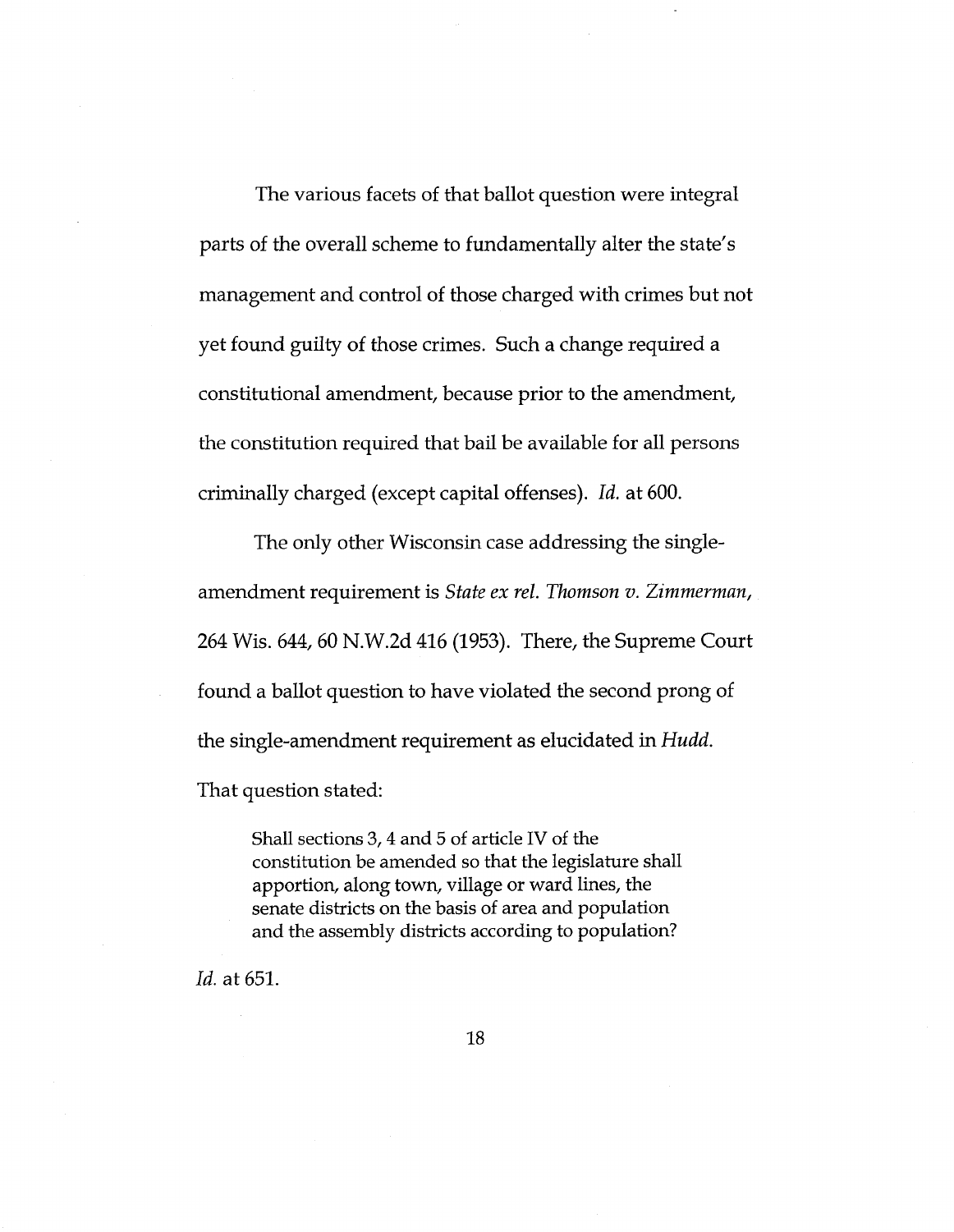The various facets of that ballot question were integral parts of the overall scheme to fundamentally alter the state's management and control of those charged with crimes but not yet found guilty of those crimes. Such a change required a constitutional amendment, because prior to the amendment, the constitution required that bail be available for all persons criminally charged (except capital offenses). *Id.* at 600.

The only other Wisconsin case addressing the single-amendment requirement is *State ex rel. Thomson v. Zimmerman*, 264 Wis. 644, 60 N.W.2d 416 (1953). There, the Supreme Court found a ballot question to have violated the second prong of the single-amendment requirement as elucidated in *Hudd*. That question stated:

> Shall sections 3, 4 and 5 of article IV of the constitution be amended so that the legislature shall apportion, along town, village or ward lines, the senate districts on the basis of area and population and the assembly districts according to population?

*Id.* at 651.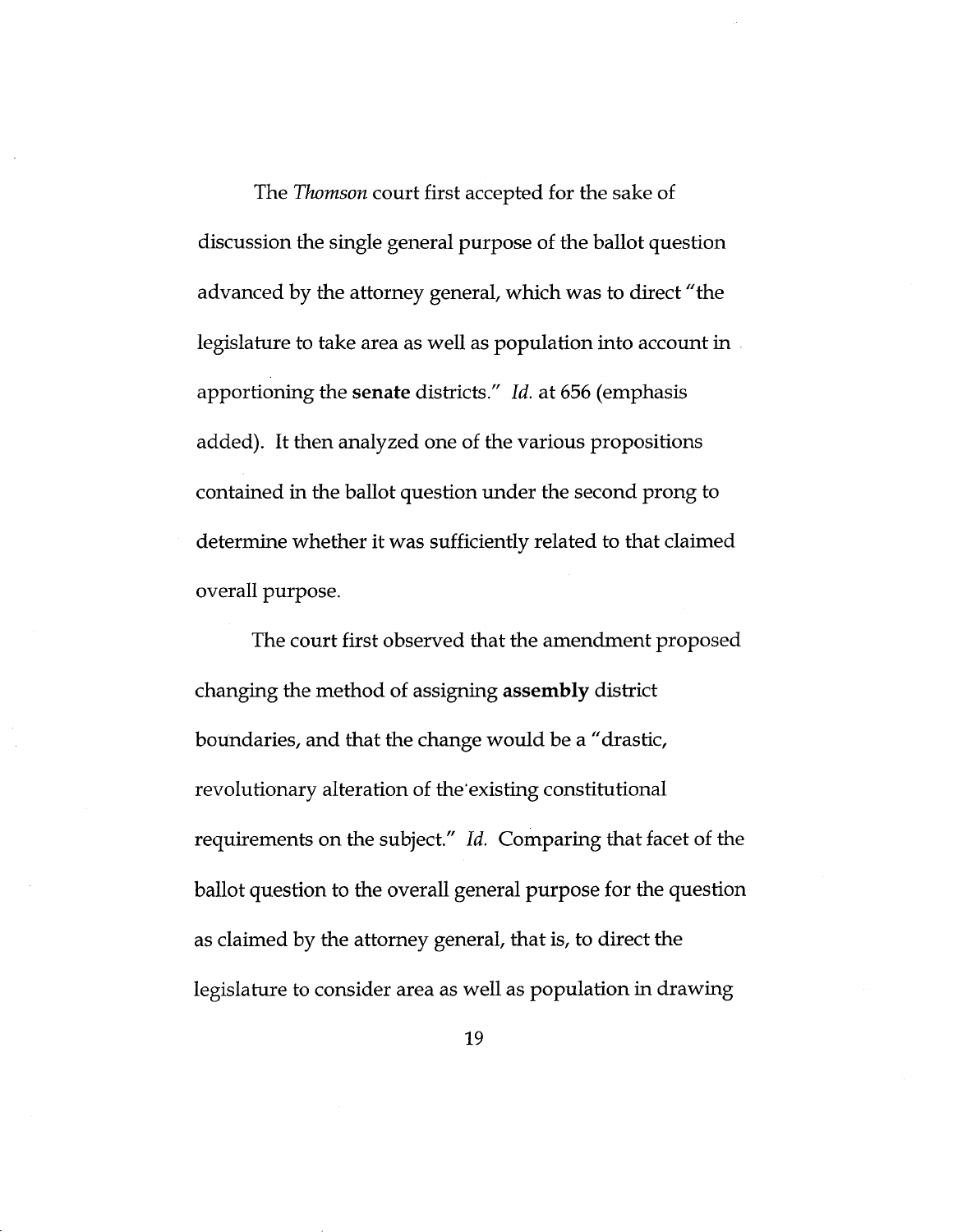The *Thomson* court first accepted for the sake of discussion the single general purpose of the ballot question advanced by the attorney general, which was to direct "the legislature to take area as well as population into account in apportioning the **senate** districts." *Id.* at 656 (emphasis added). It then analyzed one of the various propositions contained in the ballot question under the second prong to determine whether it was sufficiently related to that claimed overall purpose.

The court first observed that the amendment proposed changing the method of assigning **assembly** district boundaries, and that the change would be a "drastic, revolutionary alteration of the existing constitutional requirements on the subject." *Id.* Comparing that facet of the ballot question to the overall general purpose for the question as claimed by the attorney general, that is, to direct the legislature to consider area as well as population in drawing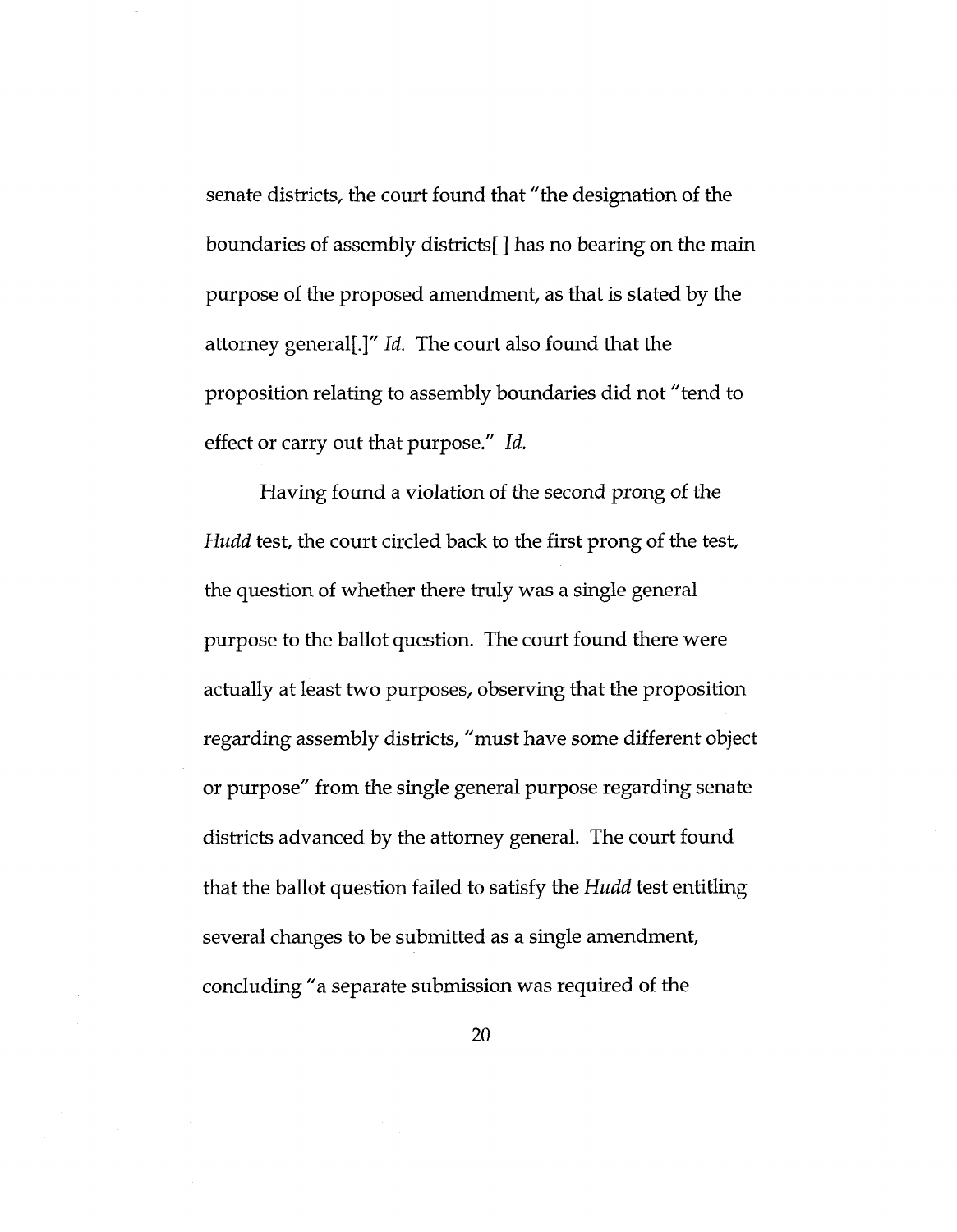senate districts, the court found that "the designation of the boundaries of assembly districts[ ] has no bearing on the main purpose of the proposed amendment, as that is stated by the attorney general[.]" *Id.* The court also found that the proposition relating to assembly boundaries did not "tend to effect or carry out that purpose." *Id.*

Having found a violation of the second prong of the *Hudd* test, the court circled back to the first prong of the test, the question of whether there truly was a single general purpose to the ballot question. The court found there were actually at least two purposes, observing that the proposition regarding assembly districts, "must have some different object or purpose" from the single general purpose regarding senate districts advanced by the attorney general. The court found that the ballot question failed to satisfy the *Hudd* test entitling several changes to be submitted as a single amendment, concluding "a separate submission was required of the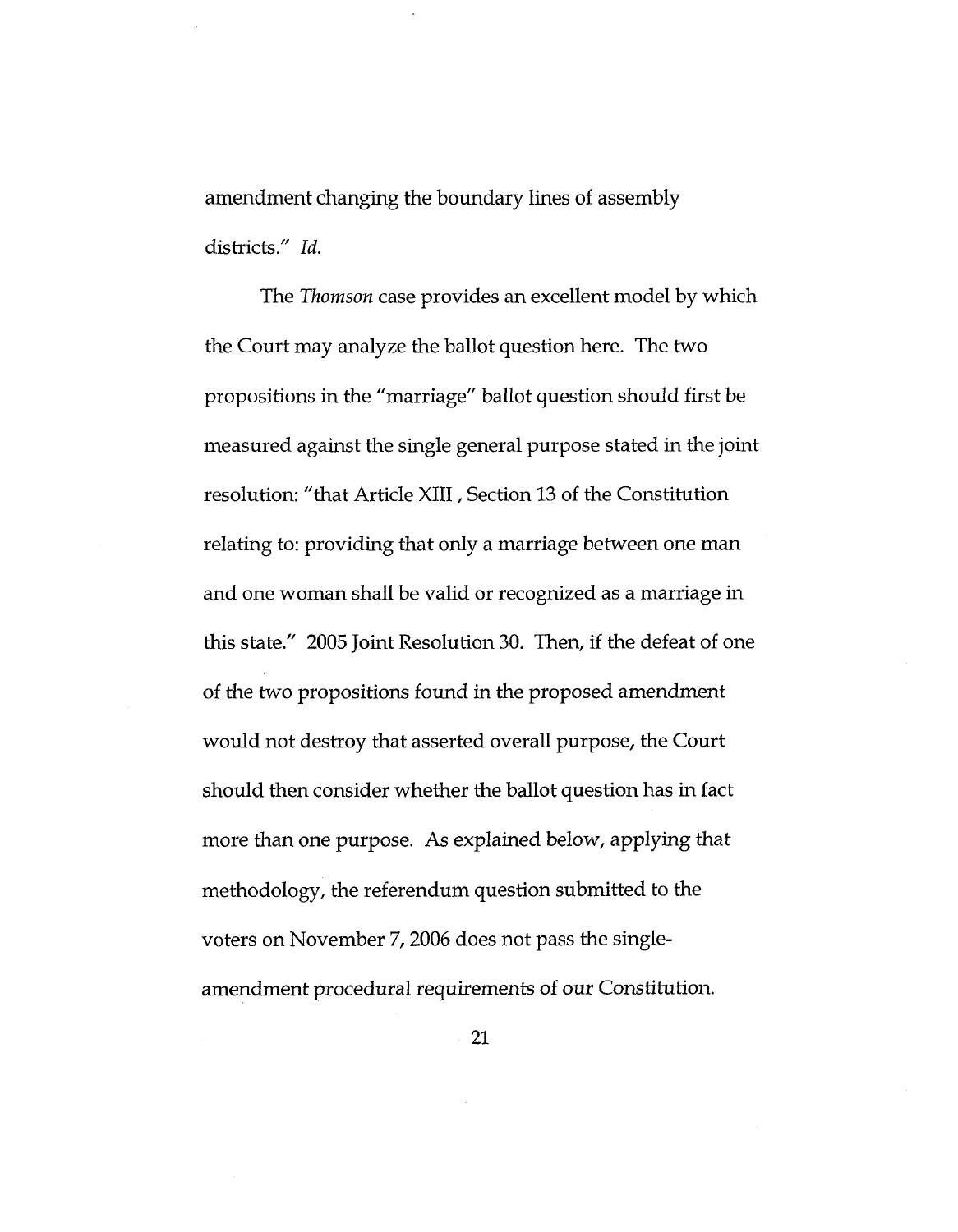amendment changing the boundary lines of assembly districts." *Id.*

The *Thomson* case provides an excellent model by which the Court may analyze the ballot question here. The two propositions in the "marriage" ballot question should first be measured against the single general purpose stated in the joint resolution: "that Article XIII , Section 13 of the Constitution relating to: providing that only a marriage between one man and one woman shall be valid or recognized as a marriage in this state." 2005 Joint Resolution 30. Then, if the defeat of one of the two propositions found in the proposed amendment would not destroy that asserted overall purpose, the Court should then consider whether the ballot question has in fact more than one purpose. As explained below, applying that methodology, the referendum question submitted to the voters on November 7, 2006 does not pass the single-amendment procedural requirements of our Constitution.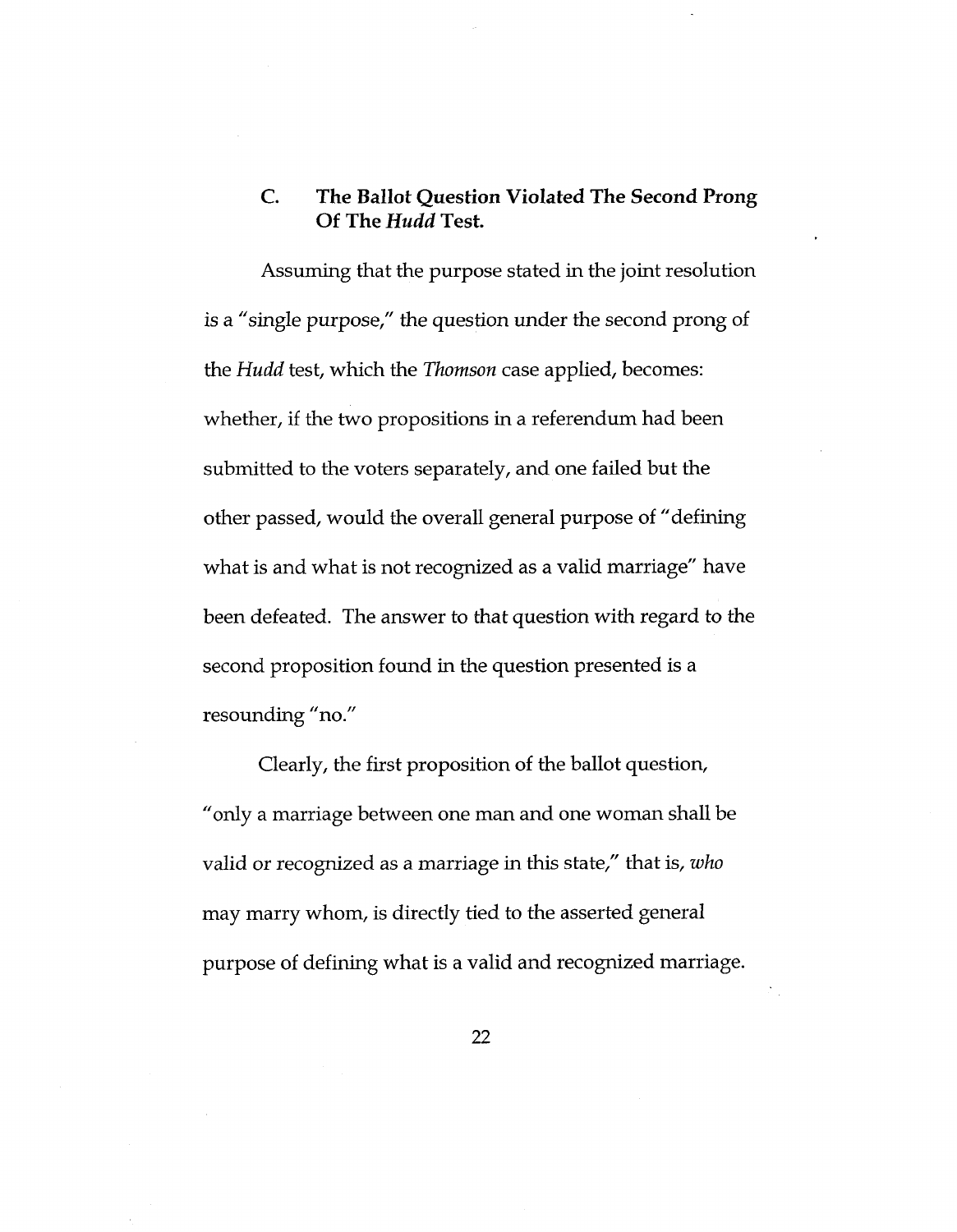### C. The Ballot Question Violated The Second Prong Of The *Hudd* Test.

Assuming that the purpose stated in the joint resolution is a "single purpose," the question under the second prong of the *Hudd* test, which the *Thomson* case applied, becomes: whether, if the two propositions in a referendum had been submitted to the voters separately, and one failed but the other passed, would the overall general purpose of "defining what is and what is not recognized as a valid marriage" have been defeated. The answer to that question with regard to the second proposition found in the question presented is a resounding "no."

Clearly, the first proposition of the ballot question, "only a marriage between one man and one woman shall be valid or recognized as a marriage in this state," that is, *who* may marry whom, is directly tied to the asserted general purpose of defining what is a valid and recognized marriage.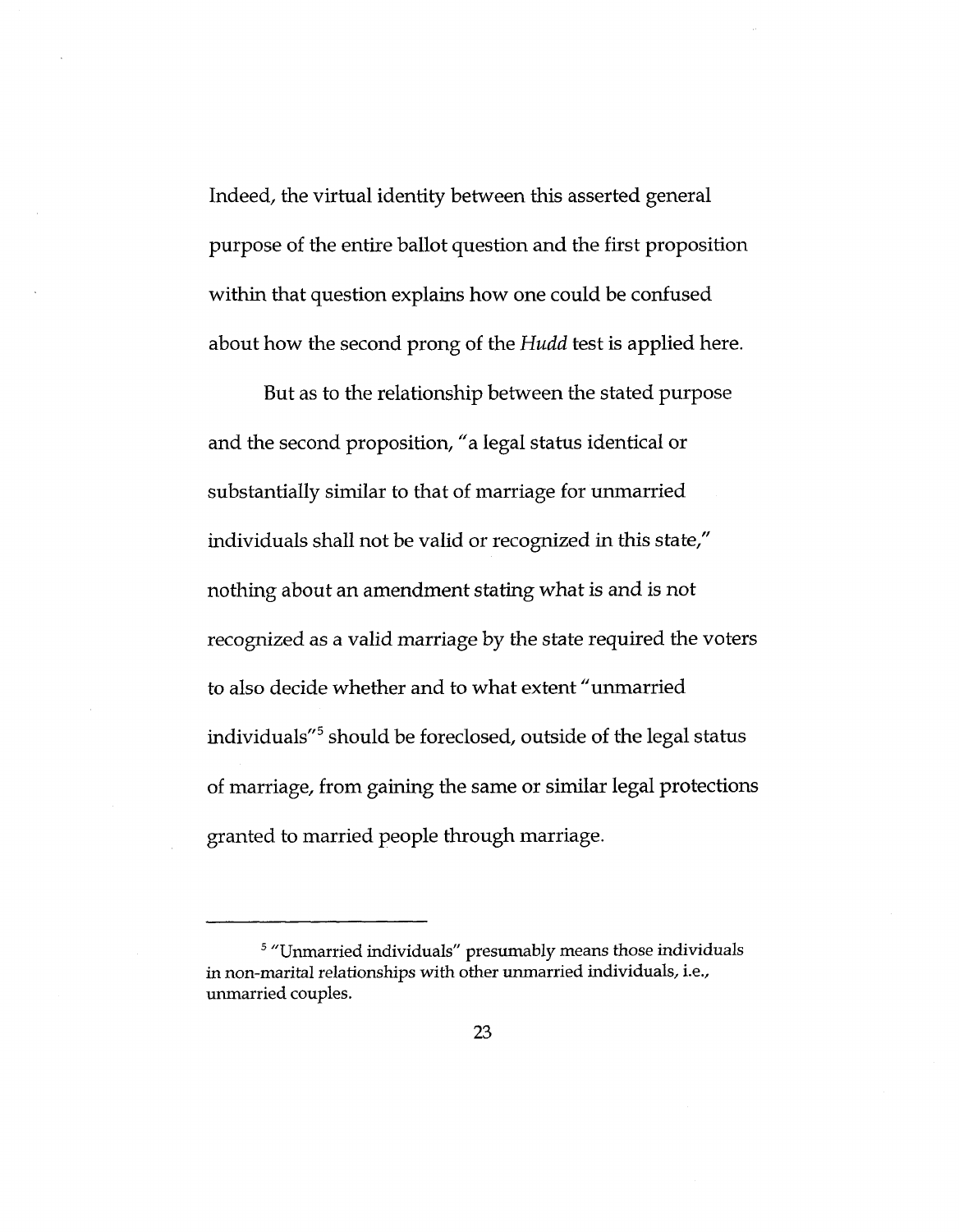Indeed, the virtual identity between this asserted general purpose of the entire ballot question and the first proposition within that question explains how one could be confused about how the second prong of the *Hudd* test is applied here.

But as to the relationship between the stated purpose and the second proposition, "a legal status identical or substantially similar to that of marriage for unmarried individuals shall not be valid or recognized in this state," nothing about an amendment stating what is and is not recognized as a valid marriage by the state required the voters to also decide whether and to what extent "unmarried individuals"[5] should be foreclosed, outside of the legal status of marriage, from gaining the same or similar legal protections granted to married people through marriage.

---

[5] "Unmarried individuals" presumably means those individuals in non-marital relationships with other unmarried individuals, i.e., unmarried couples.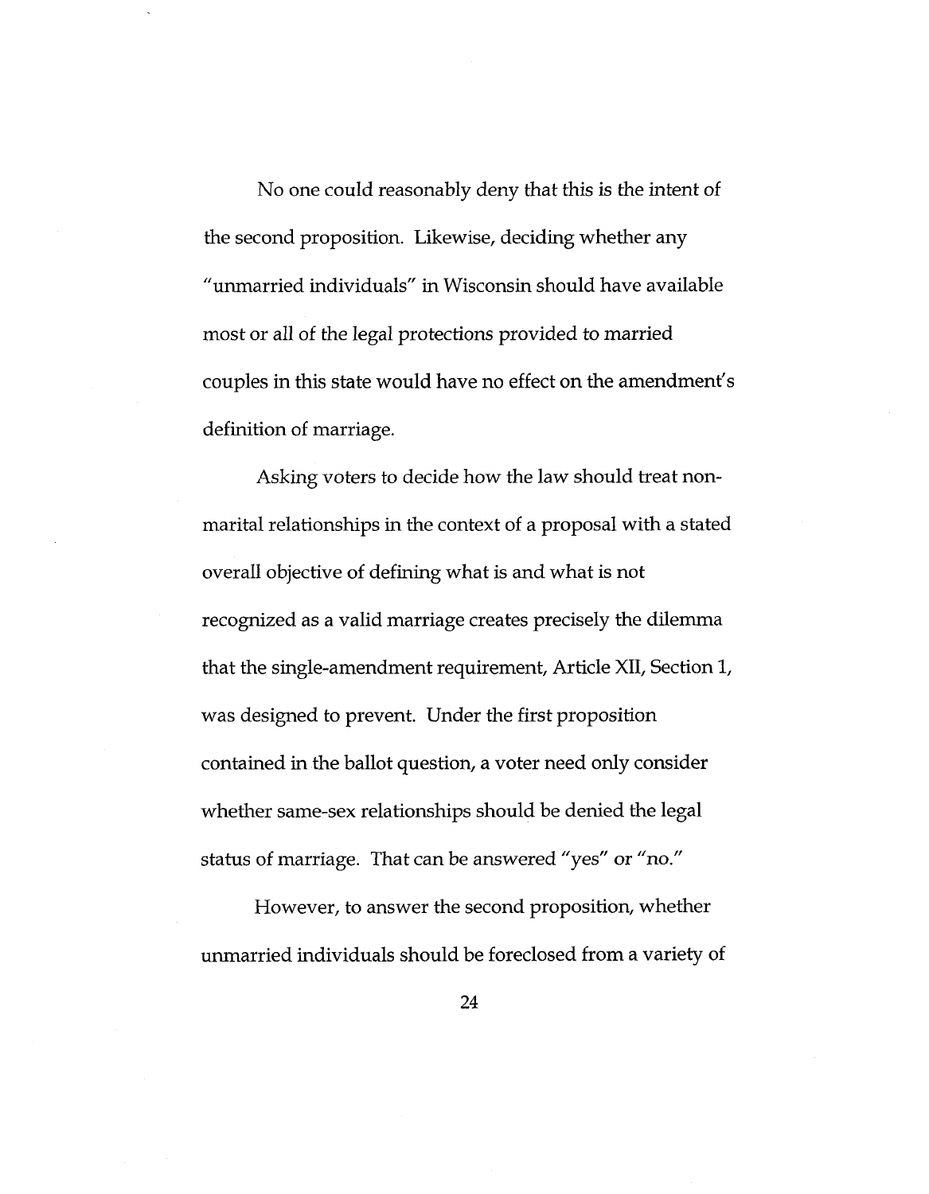No one could reasonably deny that this is the intent of the second proposition. Likewise, deciding whether any "unmarried individuals" in Wisconsin should have available most or all of the legal protections provided to married couples in this state would have no effect on the amendment's definition of marriage.

Asking voters to decide how the law should treat non-marital relationships in the context of a proposal with a stated overall objective of defining what is and what is not recognized as a valid marriage creates precisely the dilemma that the single-amendment requirement, Article XII, Section 1, was designed to prevent. Under the first proposition contained in the ballot question, a voter need only consider whether same-sex relationships should be denied the legal status of marriage. That can be answered "yes" or "no."

However, to answer the second proposition, whether unmarried individuals should be foreclosed from a variety of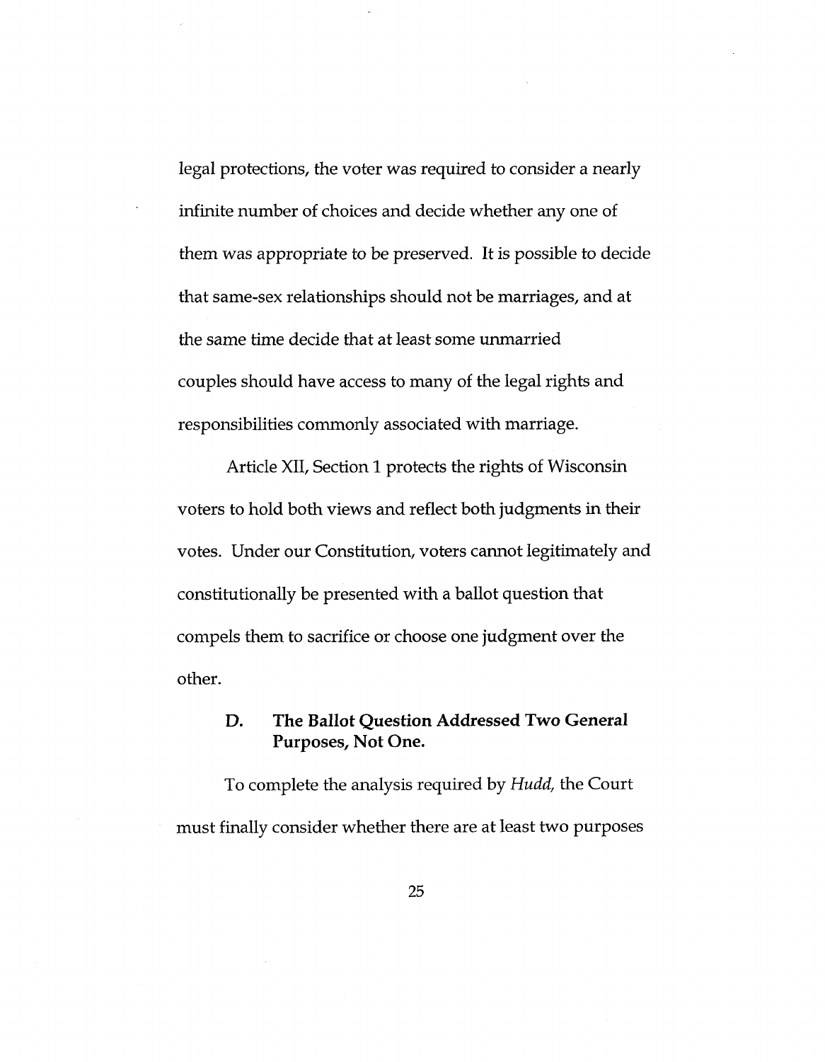legal protections, the voter was required to consider a nearly infinite number of choices and decide whether any one of them was appropriate to be preserved. It is possible to decide that same-sex relationships should not be marriages, and at the same time decide that at least some unmarried couples should have access to many of the legal rights and responsibilities commonly associated with marriage.

Article XII, Section 1 protects the rights of Wisconsin voters to hold both views and reflect both judgments in their votes. Under our Constitution, voters cannot legitimately and constitutionally be presented with a ballot question that compels them to sacrifice or choose one judgment over the other.

### D. The Ballot Question Addressed Two General Purposes, Not One.

To complete the analysis required by *Hudd,* the Court must finally consider whether there are at least two purposes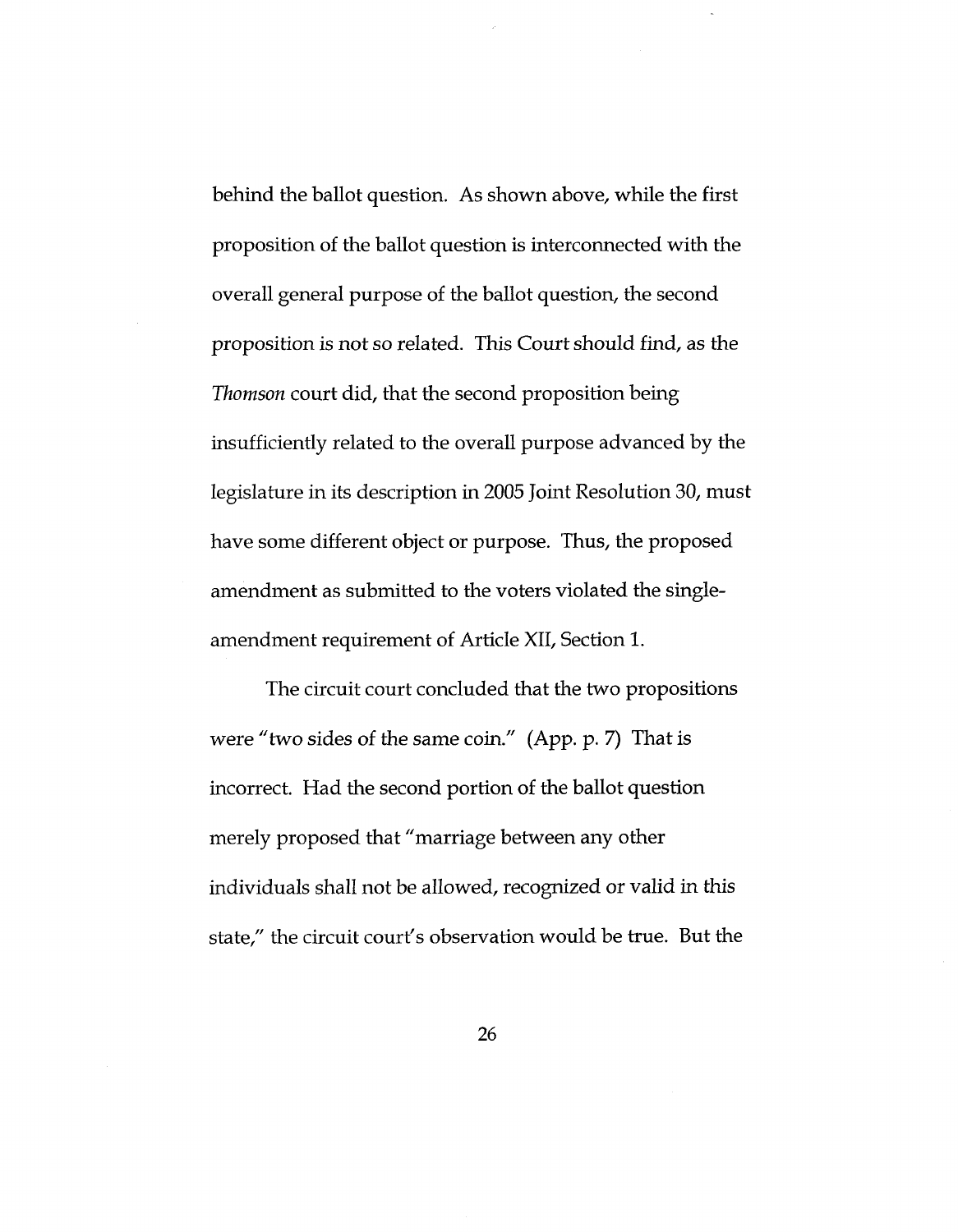behind the ballot question. As shown above, while the first proposition of the ballot question is interconnected with the overall general purpose of the ballot question, the second proposition is not so related. This Court should find, as the *Thomson* court did, that the second proposition being insufficiently related to the overall purpose advanced by the legislature in its description in 2005 Joint Resolution 30, must have some different object or purpose. Thus, the proposed amendment as submitted to the voters violated the single-amendment requirement of Article XII, Section 1.

The circuit court concluded that the two propositions were "two sides of the same coin." (App. p. 7) That is incorrect. Had the second portion of the ballot question merely proposed that "marriage between any other individuals shall not be allowed, recognized or valid in this state," the circuit court's observation would be true. But the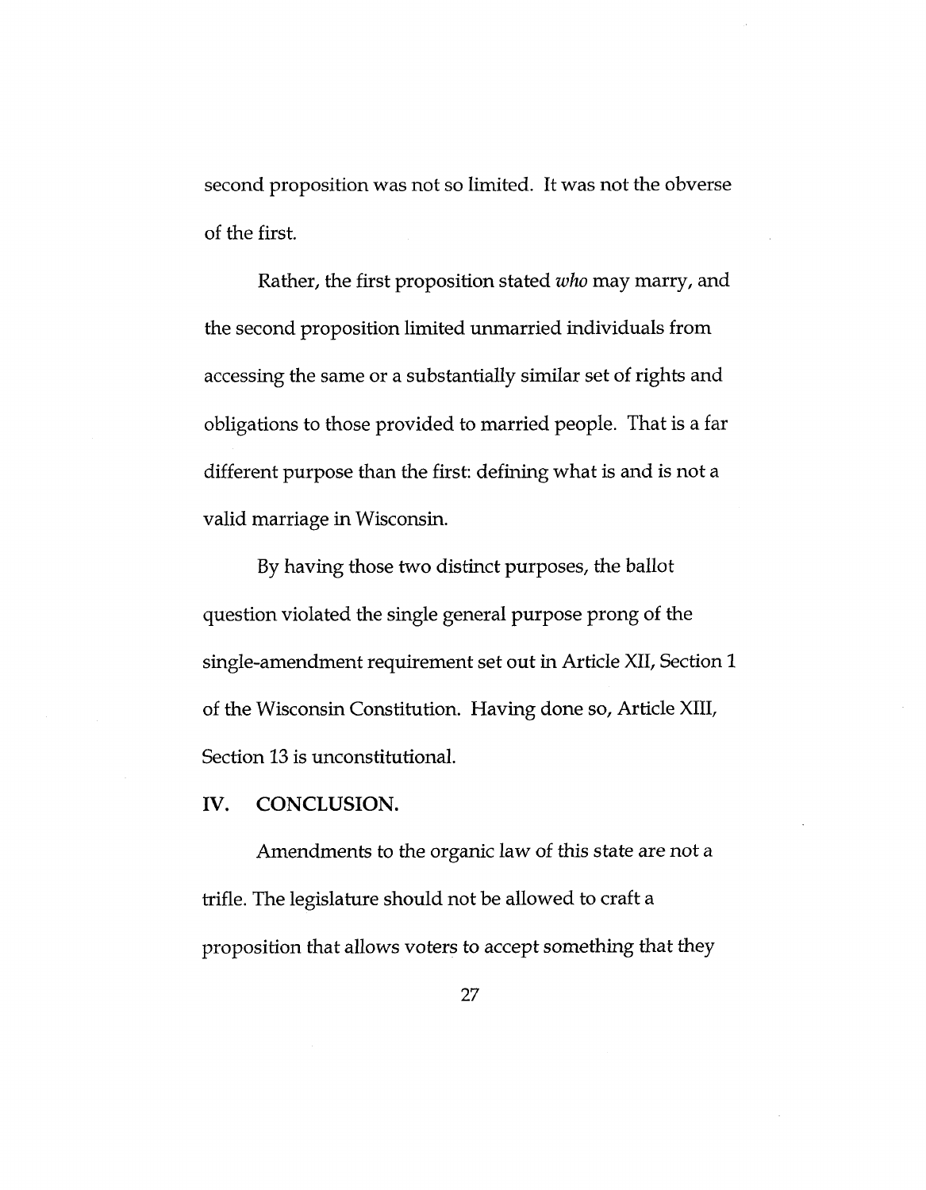second proposition was not so limited. It was not the obverse of the first.

Rather, the first proposition stated *who* may marry, and the second proposition limited unmarried individuals from accessing the same or a substantially similar set of rights and obligations to those provided to married people. That is a far different purpose than the first: defining what is and is not a valid marriage in Wisconsin.

By having those two distinct purposes, the ballot question violated the single general purpose prong of the single-amendment requirement set out in Article XII, Section 1 of the Wisconsin Constitution. Having done so, Article XIII, Section 13 is unconstitutional.

## IV. CONCLUSION.

Amendments to the organic law of this state are not a trifle. The legislature should not be allowed to craft a proposition that allows voters to accept something that they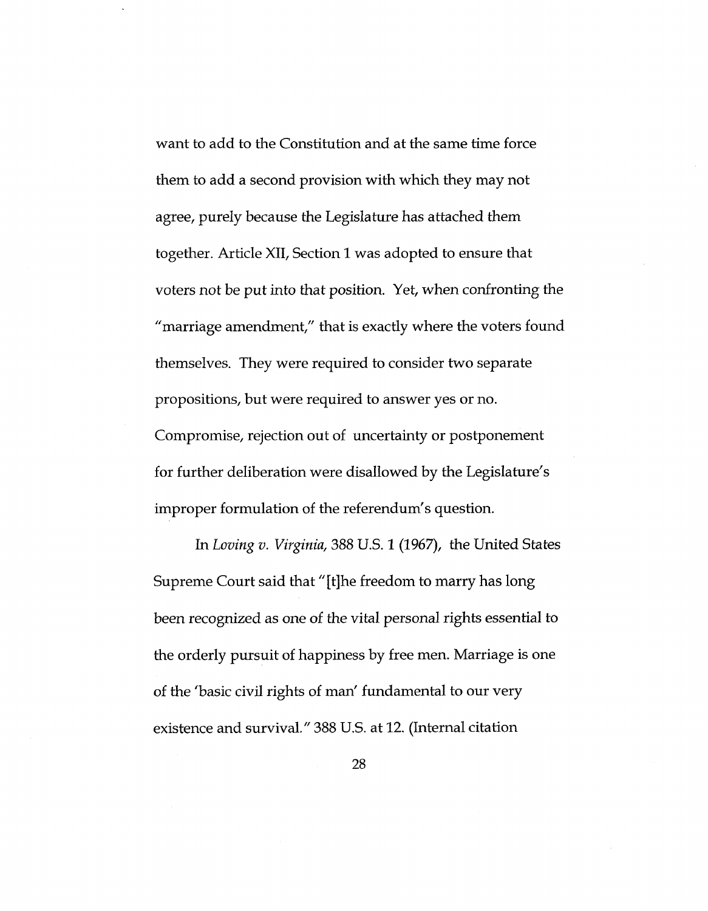want to add to the Constitution and at the same time force them to add a second provision with which they may not agree, purely because the Legislature has attached them together. Article XII, Section 1 was adopted to ensure that voters not be put into that position. Yet, when confronting the "marriage amendment," that is exactly where the voters found themselves. They were required to consider two separate propositions, but were required to answer yes or no. Compromise, rejection out of uncertainty or postponement for further deliberation were disallowed by the Legislature's improper formulation of the referendum's question.

In *Loving v. Virginia,* 388 U.S. 1 (1967), the United States Supreme Court said that "[t]he freedom to marry has long been recognized as one of the vital personal rights essential to the orderly pursuit of happiness by free men. Marriage is one of the 'basic civil rights of man' fundamental to our very existence and survival." 388 U.S. at 12. (Internal citation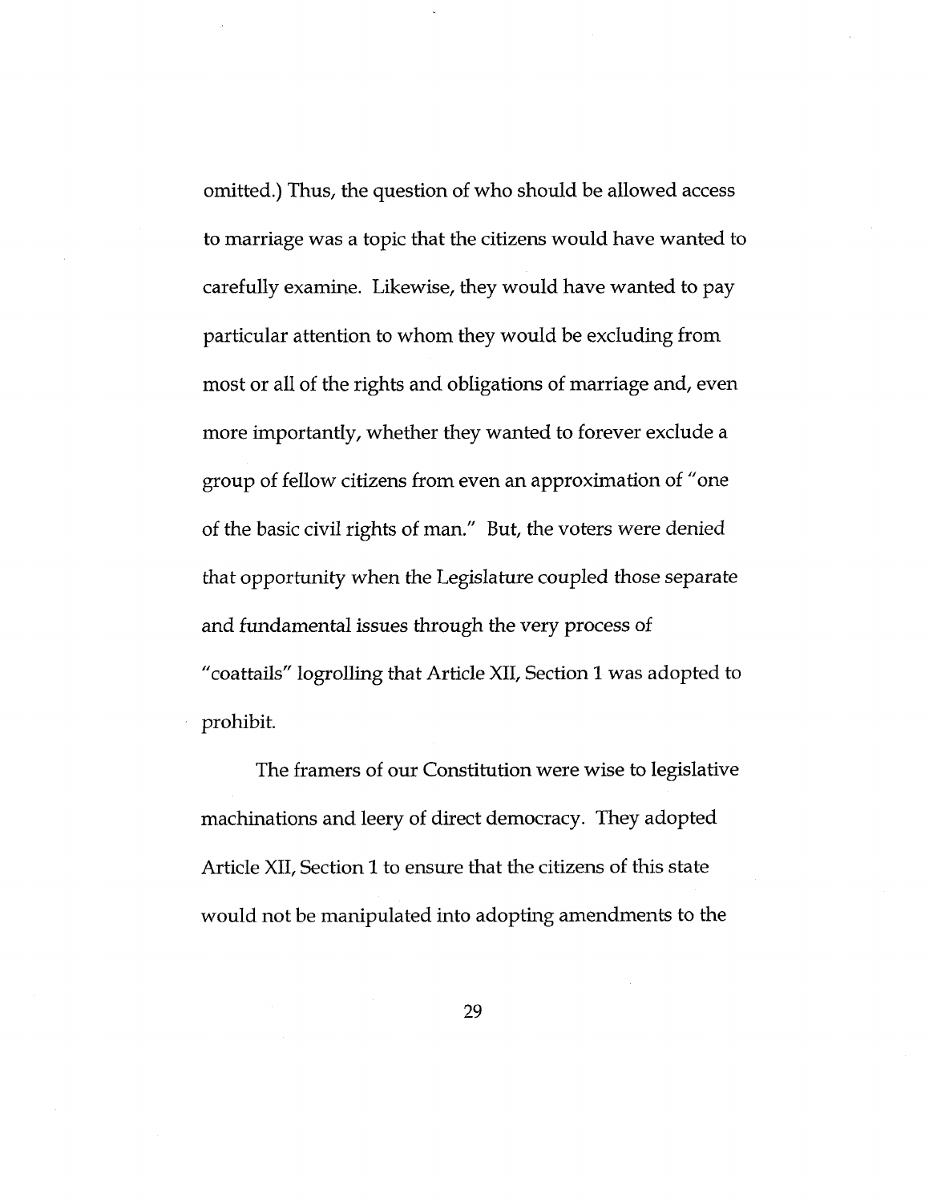omitted.) Thus, the question of who should be allowed access to marriage was a topic that the citizens would have wanted to carefully examine. Likewise, they would have wanted to pay particular attention to whom they would be excluding from most or all of the rights and obligations of marriage and, even more importantly, whether they wanted to forever exclude a group of fellow citizens from even an approximation of "one of the basic civil rights of man." But, the voters were denied that opportunity when the Legislature coupled those separate and fundamental issues through the very process of "coattails" logrolling that Article XII, Section 1 was adopted to prohibit.

The framers of our Constitution were wise to legislative machinations and leery of direct democracy. They adopted Article XII, Section 1 to ensure that the citizens of this state would not be manipulated into adopting amendments to the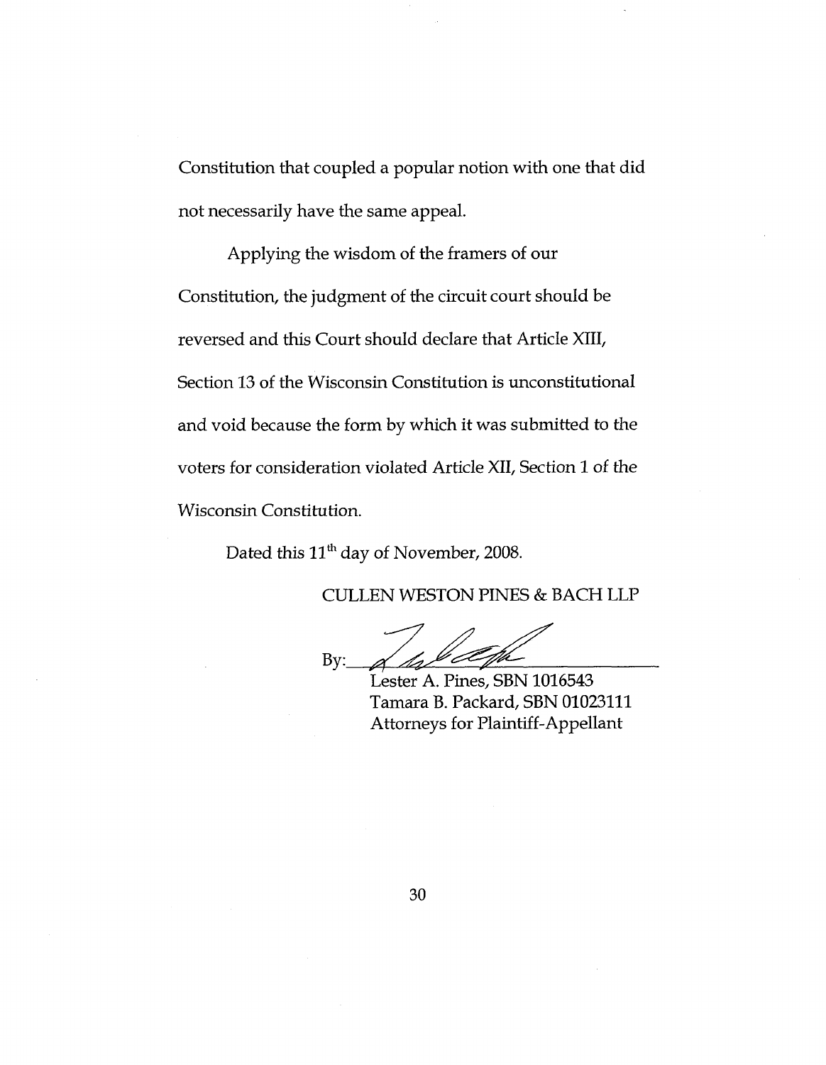Constitution that coupled a popular notion with one that did not necessarily have the same appeal.

Applying the wisdom of the framers of our Constitution, the judgment of the circuit court should be reversed and this Court should declare that Article XIII, Section 13 of the Wisconsin Constitution is unconstitutional and void because the form by which it was submitted to the voters for consideration violated Article XII, Section 1 of the Wisconsin Constitution.

Dated this 11th day of November, 2008.

CULLEN WESTON PINES & BACH LLP

By:\_\_\_\_\_\_\_\_\_\_\_\_\_\_\_\_\_\_\_\_\_\_\_\_\_\_\_\_

Lester A. Pines, SBN 1016543
Tamara B. Packard, SBN 01023111
Attorneys for Plaintiff-Appellant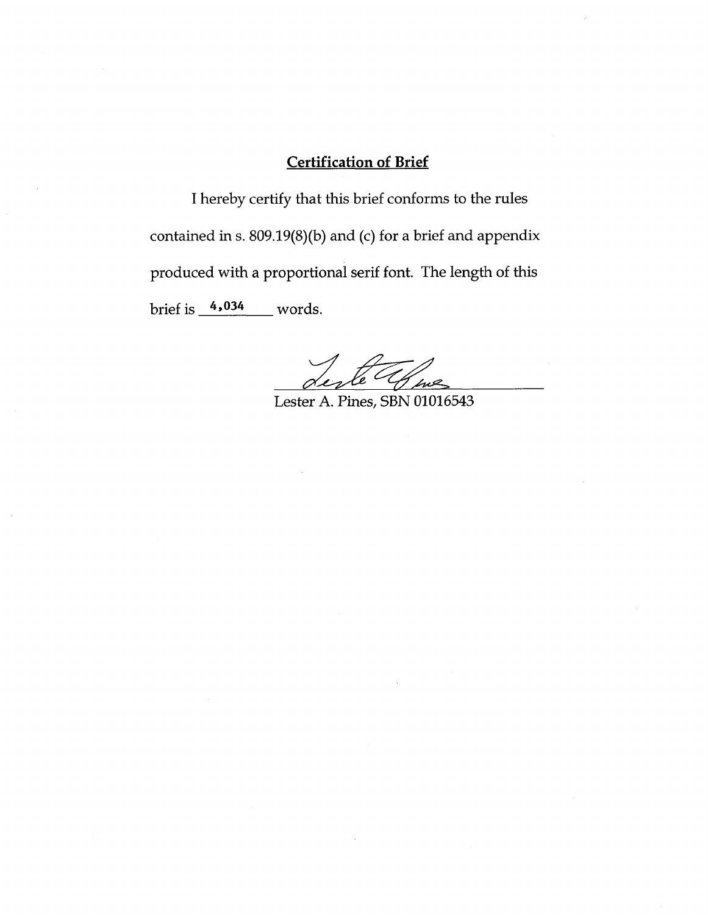## Certification of Brief

I hereby certify that this brief conforms to the rules contained in s. 809.19(8)(b) and (c) for a brief and appendix produced with a proportional serif font. The length of this brief is 4,034 words.

Lester A. Pines, SBN 01016543